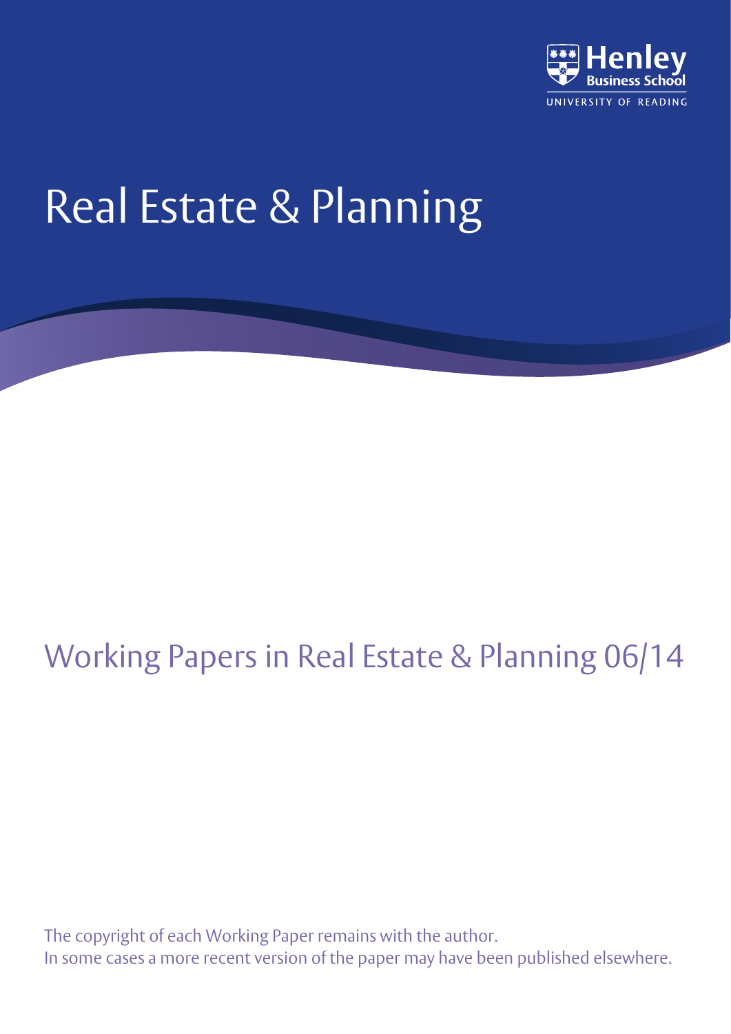Henley Business School

UNIVERSITY OF READING

# Real Estate & Planning

## Working Papers in Real Estate & Planning 06/14

The copyright of each Working Paper remains with the author.
In some cases a more recent version of the paper may have been published elsewhere.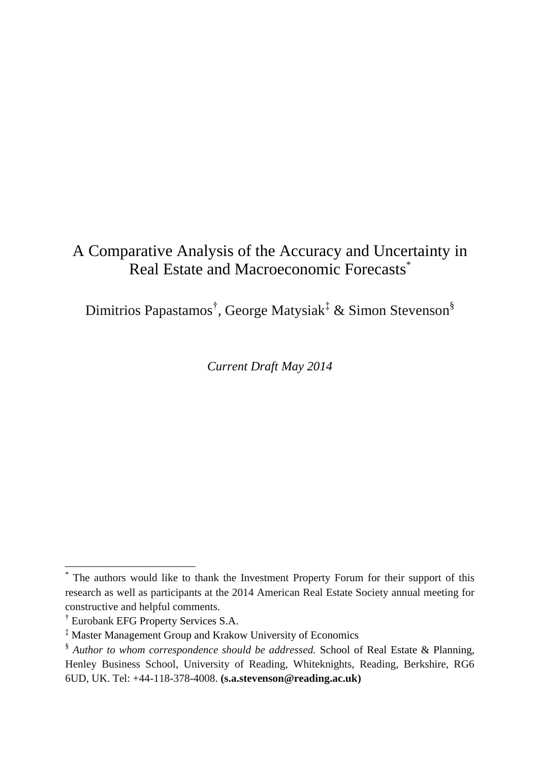# A Comparative Analysis of the Accuracy and Uncertainty in Real Estate and Macroeconomic Forecasts[*]

Dimitrios Papastamos[†], George Matysiak[‡] & Simon Stevenson[§]

*Current Draft May 2014*

---

[*] The authors would like to thank the Investment Property Forum for their support of this research as well as participants at the 2014 American Real Estate Society annual meeting for constructive and helpful comments.

[†] Eurobank EFG Property Services S.A.

[‡] Master Management Group and Krakow University of Economics

[§] *Author to whom correspondence should be addressed.* School of Real Estate & Planning, Henley Business School, University of Reading, Whiteknights, Reading, Berkshire, RG6 6UD, UK. Tel: +44-118-378-4008. **(s.a.stevenson@reading.ac.uk)**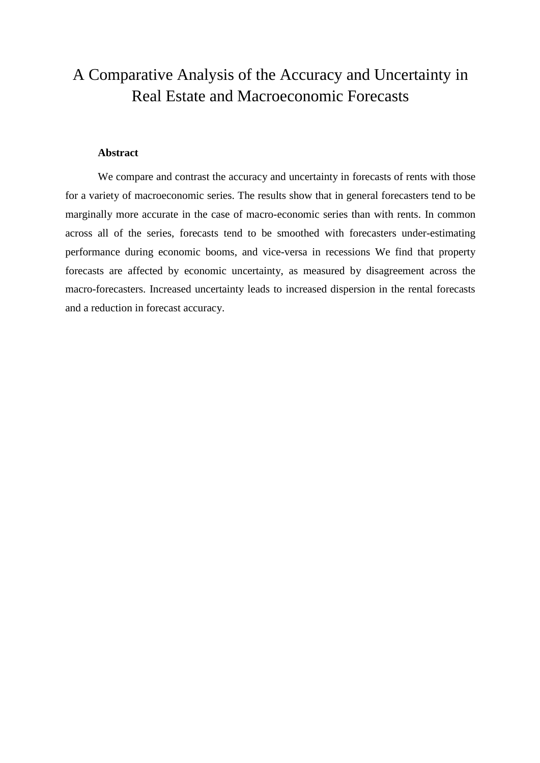# A Comparative Analysis of the Accuracy and Uncertainty in Real Estate and Macroeconomic Forecasts

**Abstract**

We compare and contrast the accuracy and uncertainty in forecasts of rents with those for a variety of macroeconomic series. The results show that in general forecasters tend to be marginally more accurate in the case of macro-economic series than with rents. In common across all of the series, forecasts tend to be smoothed with forecasters under-estimating performance during economic booms, and vice-versa in recessions We find that property forecasts are affected by economic uncertainty, as measured by disagreement across the macro-forecasters. Increased uncertainty leads to increased dispersion in the rental forecasts and a reduction in forecast accuracy.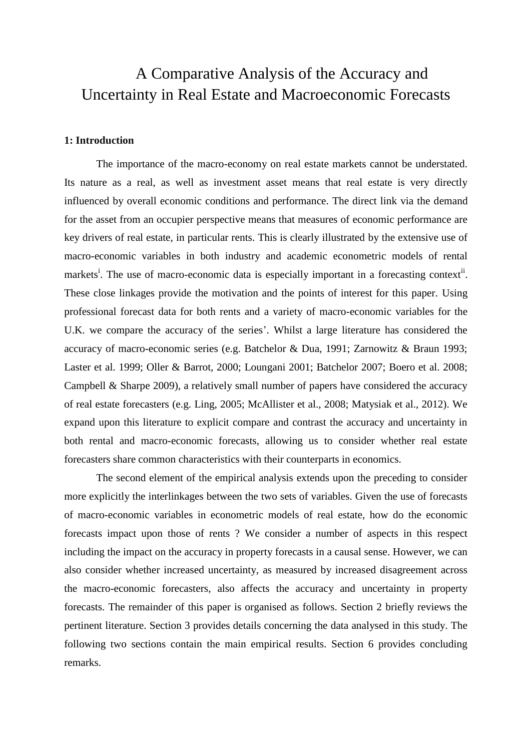# A Comparative Analysis of the Accuracy and Uncertainty in Real Estate and Macroeconomic Forecasts

## 1: Introduction

The importance of the macro-economy on real estate markets cannot be understated. Its nature as a real, as well as investment asset means that real estate is very directly influenced by overall economic conditions and performance. The direct link via the demand for the asset from an occupier perspective means that measures of economic performance are key drivers of real estate, in particular rents. This is clearly illustrated by the extensive use of macro-economic variables in both industry and academic econometric models of rental markets[i]. The use of macro-economic data is especially important in a forecasting context[ii]. These close linkages provide the motivation and the points of interest for this paper. Using professional forecast data for both rents and a variety of macro-economic variables for the U.K. we compare the accuracy of the series'. Whilst a large literature has considered the accuracy of macro-economic series (e.g. Batchelor & Dua, 1991; Zarnowitz & Braun 1993; Laster et al. 1999; Oller & Barrot, 2000; Loungani 2001; Batchelor 2007; Boero et al. 2008; Campbell & Sharpe 2009), a relatively small number of papers have considered the accuracy of real estate forecasters (e.g. Ling, 2005; McAllister et al., 2008; Matysiak et al., 2012). We expand upon this literature to explicit compare and contrast the accuracy and uncertainty in both rental and macro-economic forecasts, allowing us to consider whether real estate forecasters share common characteristics with their counterparts in economics.

The second element of the empirical analysis extends upon the preceding to consider more explicitly the interlinkages between the two sets of variables. Given the use of forecasts of macro-economic variables in econometric models of real estate, how do the economic forecasts impact upon those of rents ? We consider a number of aspects in this respect including the impact on the accuracy in property forecasts in a causal sense. However, we can also consider whether increased uncertainty, as measured by increased disagreement across the macro-economic forecasters, also affects the accuracy and uncertainty in property forecasts. The remainder of this paper is organised as follows. Section 2 briefly reviews the pertinent literature. Section 3 provides details concerning the data analysed in this study. The following two sections contain the main empirical results. Section 6 provides concluding remarks.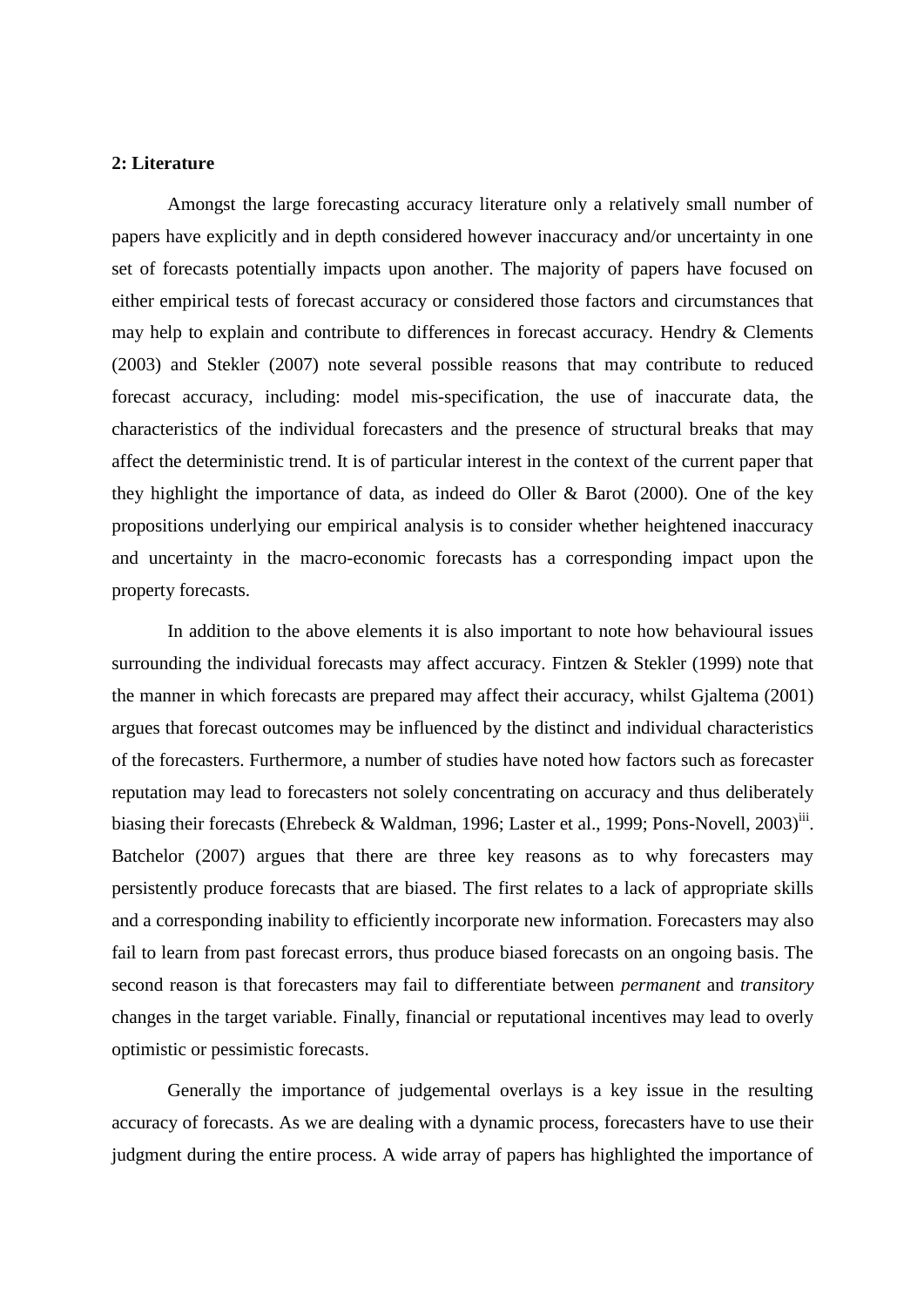## 2: Literature

Amongst the large forecasting accuracy literature only a relatively small number of papers have explicitly and in depth considered however inaccuracy and/or uncertainty in one set of forecasts potentially impacts upon another. The majority of papers have focused on either empirical tests of forecast accuracy or considered those factors and circumstances that may help to explain and contribute to differences in forecast accuracy. Hendry & Clements (2003) and Stekler (2007) note several possible reasons that may contribute to reduced forecast accuracy, including: model mis-specification, the use of inaccurate data, the characteristics of the individual forecasters and the presence of structural breaks that may affect the deterministic trend. It is of particular interest in the context of the current paper that they highlight the importance of data, as indeed do Oller & Barot (2000). One of the key propositions underlying our empirical analysis is to consider whether heightened inaccuracy and uncertainty in the macro-economic forecasts has a corresponding impact upon the property forecasts.

In addition to the above elements it is also important to note how behavioural issues surrounding the individual forecasts may affect accuracy. Fintzen & Stekler (1999) note that the manner in which forecasts are prepared may affect their accuracy, whilst Gjaltema (2001) argues that forecast outcomes may be influenced by the distinct and individual characteristics of the forecasters. Furthermore, a number of studies have noted how factors such as forecaster reputation may lead to forecasters not solely concentrating on accuracy and thus deliberately biasing their forecasts (Ehrebeck & Waldman, 1996; Laster et al., 1999; Pons-Novell, 2003)[iii]. Batchelor (2007) argues that there are three key reasons as to why forecasters may persistently produce forecasts that are biased. The first relates to a lack of appropriate skills and a corresponding inability to efficiently incorporate new information. Forecasters may also fail to learn from past forecast errors, thus produce biased forecasts on an ongoing basis. The second reason is that forecasters may fail to differentiate between *permanent* and *transitory* changes in the target variable. Finally, financial or reputational incentives may lead to overly optimistic or pessimistic forecasts.

Generally the importance of judgemental overlays is a key issue in the resulting accuracy of forecasts. As we are dealing with a dynamic process, forecasters have to use their judgment during the entire process. A wide array of papers has highlighted the importance of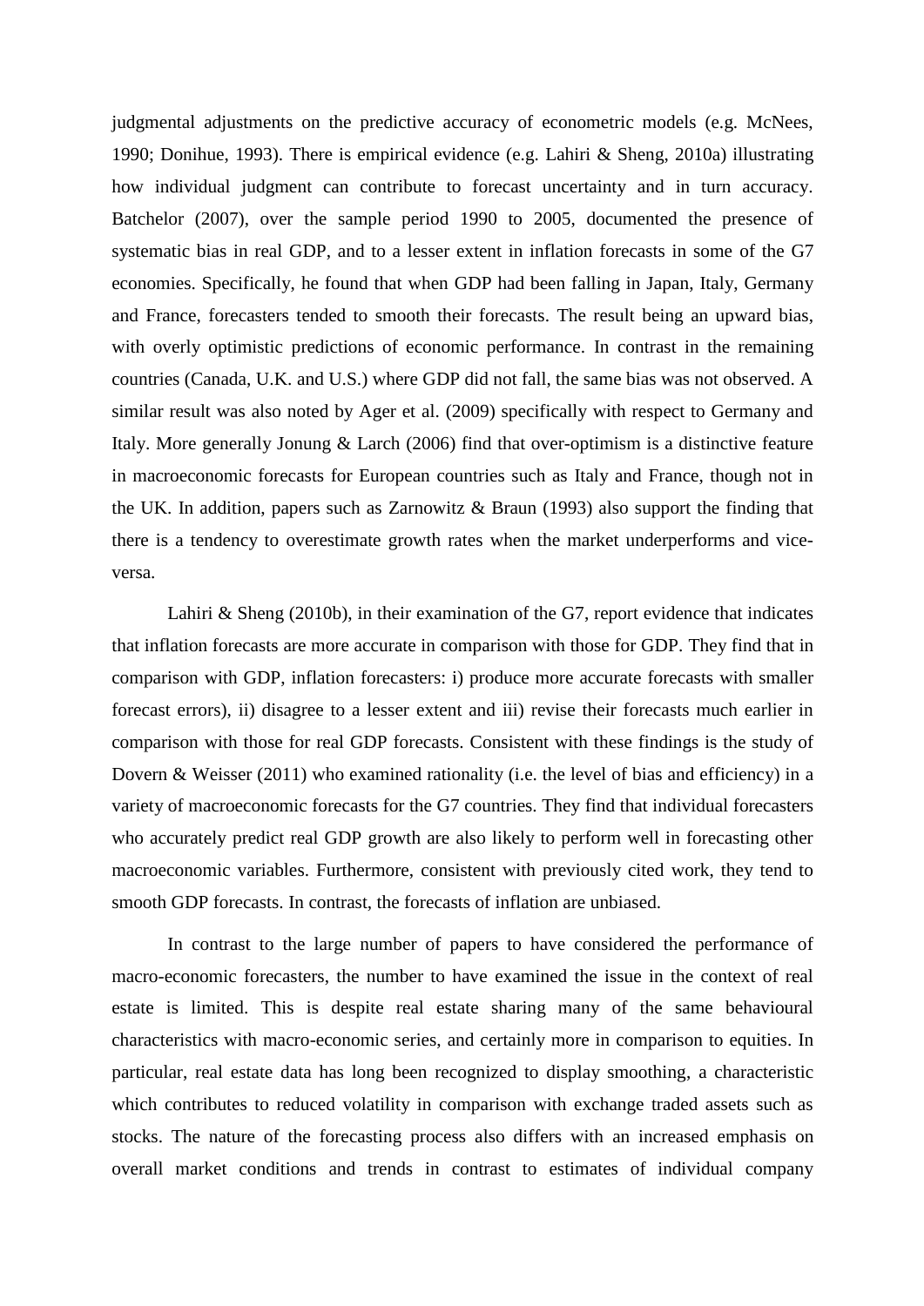judgmental adjustments on the predictive accuracy of econometric models (e.g. McNees, 1990; Donihue, 1993). There is empirical evidence (e.g. Lahiri & Sheng, 2010a) illustrating how individual judgment can contribute to forecast uncertainty and in turn accuracy. Batchelor (2007), over the sample period 1990 to 2005, documented the presence of systematic bias in real GDP, and to a lesser extent in inflation forecasts in some of the G7 economies. Specifically, he found that when GDP had been falling in Japan, Italy, Germany and France, forecasters tended to smooth their forecasts. The result being an upward bias, with overly optimistic predictions of economic performance. In contrast in the remaining countries (Canada, U.K. and U.S.) where GDP did not fall, the same bias was not observed. A similar result was also noted by Ager et al. (2009) specifically with respect to Germany and Italy. More generally Jonung & Larch (2006) find that over-optimism is a distinctive feature in macroeconomic forecasts for European countries such as Italy and France, though not in the UK. In addition, papers such as Zarnowitz & Braun (1993) also support the finding that there is a tendency to overestimate growth rates when the market underperforms and vice-versa.

Lahiri & Sheng (2010b), in their examination of the G7, report evidence that indicates that inflation forecasts are more accurate in comparison with those for GDP. They find that in comparison with GDP, inflation forecasters: i) produce more accurate forecasts with smaller forecast errors), ii) disagree to a lesser extent and iii) revise their forecasts much earlier in comparison with those for real GDP forecasts. Consistent with these findings is the study of Dovern & Weisser (2011) who examined rationality (i.e. the level of bias and efficiency) in a variety of macroeconomic forecasts for the G7 countries. They find that individual forecasters who accurately predict real GDP growth are also likely to perform well in forecasting other macroeconomic variables. Furthermore, consistent with previously cited work, they tend to smooth GDP forecasts. In contrast, the forecasts of inflation are unbiased.

In contrast to the large number of papers to have considered the performance of macro-economic forecasters, the number to have examined the issue in the context of real estate is limited. This is despite real estate sharing many of the same behavioural characteristics with macro-economic series, and certainly more in comparison to equities. In particular, real estate data has long been recognized to display smoothing, a characteristic which contributes to reduced volatility in comparison with exchange traded assets such as stocks. The nature of the forecasting process also differs with an increased emphasis on overall market conditions and trends in contrast to estimates of individual company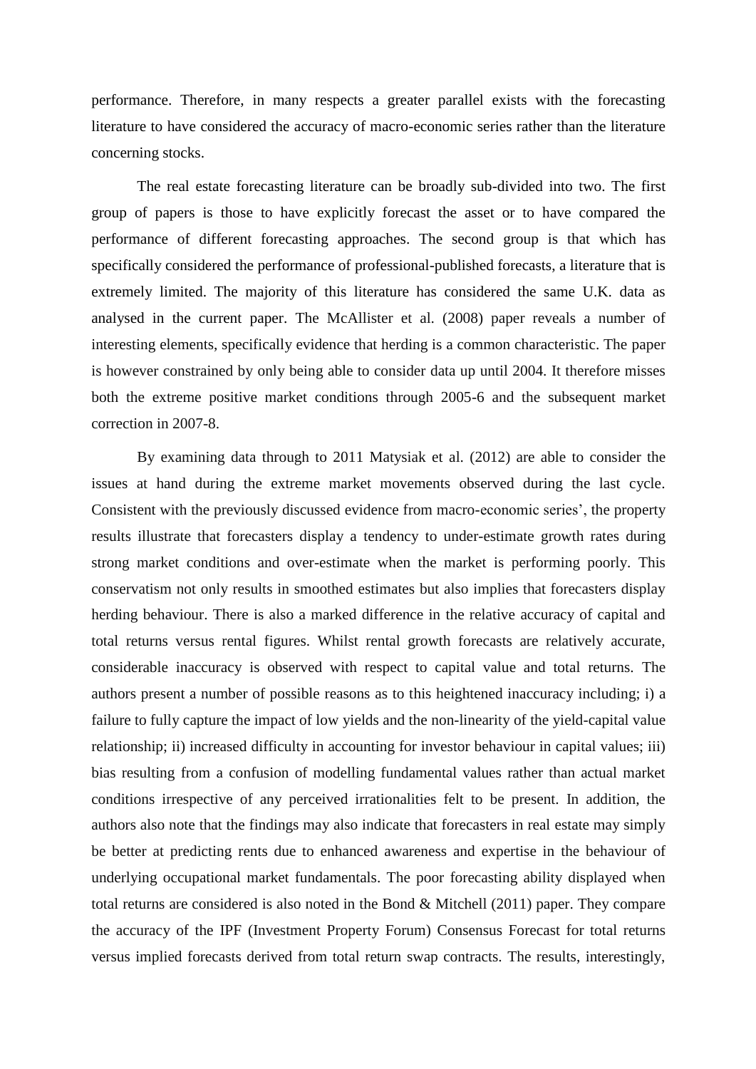performance. Therefore, in many respects a greater parallel exists with the forecasting literature to have considered the accuracy of macro-economic series rather than the literature concerning stocks.

The real estate forecasting literature can be broadly sub-divided into two. The first group of papers is those to have explicitly forecast the asset or to have compared the performance of different forecasting approaches. The second group is that which has specifically considered the performance of professional-published forecasts, a literature that is extremely limited. The majority of this literature has considered the same U.K. data as analysed in the current paper. The McAllister et al. (2008) paper reveals a number of interesting elements, specifically evidence that herding is a common characteristic. The paper is however constrained by only being able to consider data up until 2004. It therefore misses both the extreme positive market conditions through 2005-6 and the subsequent market correction in 2007-8.

By examining data through to 2011 Matysiak et al. (2012) are able to consider the issues at hand during the extreme market movements observed during the last cycle. Consistent with the previously discussed evidence from macro-economic series', the property results illustrate that forecasters display a tendency to under-estimate growth rates during strong market conditions and over-estimate when the market is performing poorly. This conservatism not only results in smoothed estimates but also implies that forecasters display herding behaviour. There is also a marked difference in the relative accuracy of capital and total returns versus rental figures. Whilst rental growth forecasts are relatively accurate, considerable inaccuracy is observed with respect to capital value and total returns. The authors present a number of possible reasons as to this heightened inaccuracy including; i) a failure to fully capture the impact of low yields and the non-linearity of the yield-capital value relationship; ii) increased difficulty in accounting for investor behaviour in capital values; iii) bias resulting from a confusion of modelling fundamental values rather than actual market conditions irrespective of any perceived irrationalities felt to be present. In addition, the authors also note that the findings may also indicate that forecasters in real estate may simply be better at predicting rents due to enhanced awareness and expertise in the behaviour of underlying occupational market fundamentals. The poor forecasting ability displayed when total returns are considered is also noted in the Bond & Mitchell (2011) paper. They compare the accuracy of the IPF (Investment Property Forum) Consensus Forecast for total returns versus implied forecasts derived from total return swap contracts. The results, interestingly,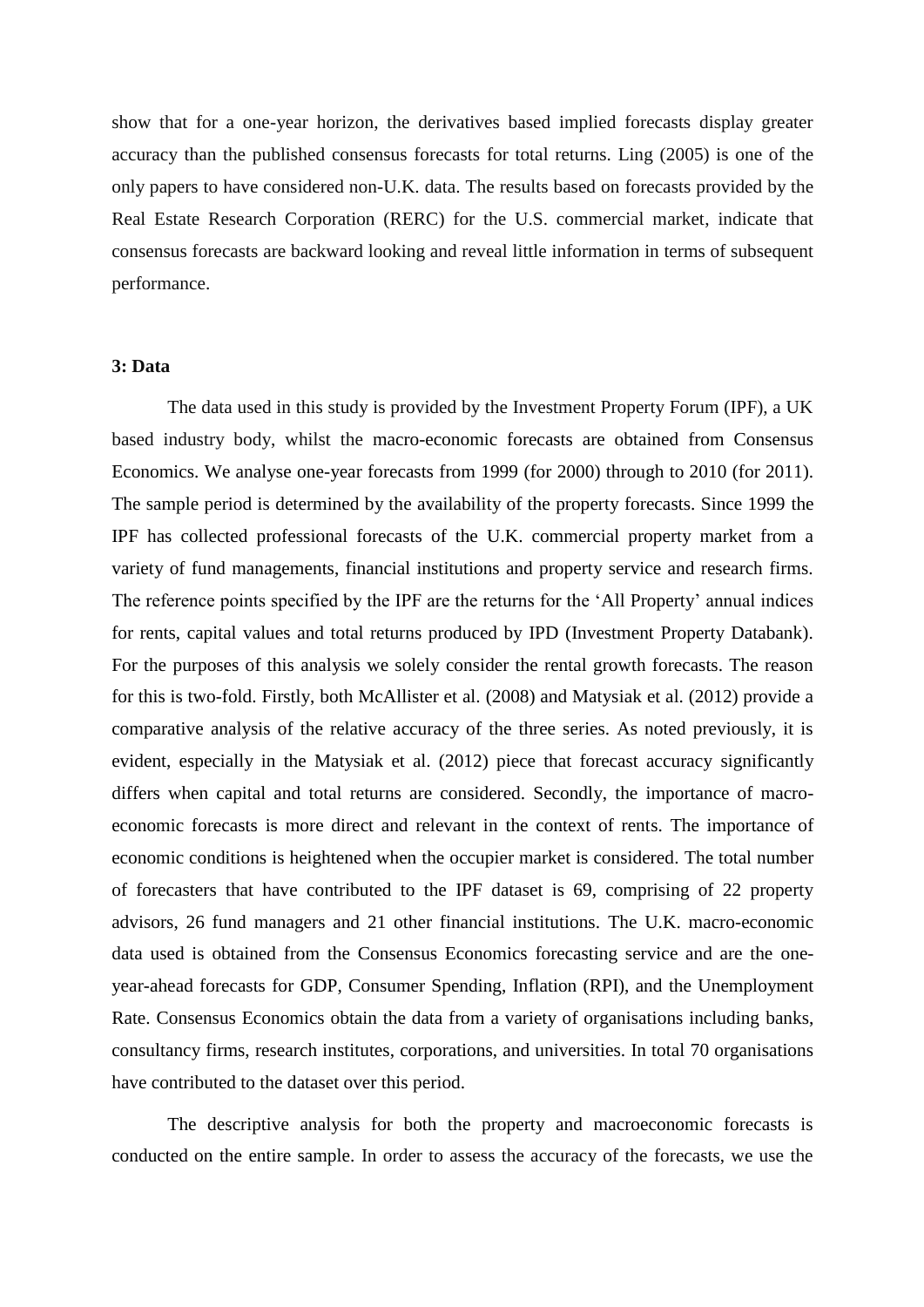show that for a one-year horizon, the derivatives based implied forecasts display greater accuracy than the published consensus forecasts for total returns. Ling (2005) is one of the only papers to have considered non-U.K. data. The results based on forecasts provided by the Real Estate Research Corporation (RERC) for the U.S. commercial market, indicate that consensus forecasts are backward looking and reveal little information in terms of subsequent performance.

## 3: Data

The data used in this study is provided by the Investment Property Forum (IPF), a UK based industry body, whilst the macro-economic forecasts are obtained from Consensus Economics. We analyse one-year forecasts from 1999 (for 2000) through to 2010 (for 2011). The sample period is determined by the availability of the property forecasts. Since 1999 the IPF has collected professional forecasts of the U.K. commercial property market from a variety of fund managements, financial institutions and property service and research firms. The reference points specified by the IPF are the returns for the 'All Property' annual indices for rents, capital values and total returns produced by IPD (Investment Property Databank). For the purposes of this analysis we solely consider the rental growth forecasts. The reason for this is two-fold. Firstly, both McAllister et al. (2008) and Matysiak et al. (2012) provide a comparative analysis of the relative accuracy of the three series. As noted previously, it is evident, especially in the Matysiak et al. (2012) piece that forecast accuracy significantly differs when capital and total returns are considered. Secondly, the importance of macro-economic forecasts is more direct and relevant in the context of rents. The importance of economic conditions is heightened when the occupier market is considered. The total number of forecasters that have contributed to the IPF dataset is 69, comprising of 22 property advisors, 26 fund managers and 21 other financial institutions. The U.K. macro-economic data used is obtained from the Consensus Economics forecasting service and are the one-year-ahead forecasts for GDP, Consumer Spending, Inflation (RPI), and the Unemployment Rate. Consensus Economics obtain the data from a variety of organisations including banks, consultancy firms, research institutes, corporations, and universities. In total 70 organisations have contributed to the dataset over this period.

The descriptive analysis for both the property and macroeconomic forecasts is conducted on the entire sample. In order to assess the accuracy of the forecasts, we use the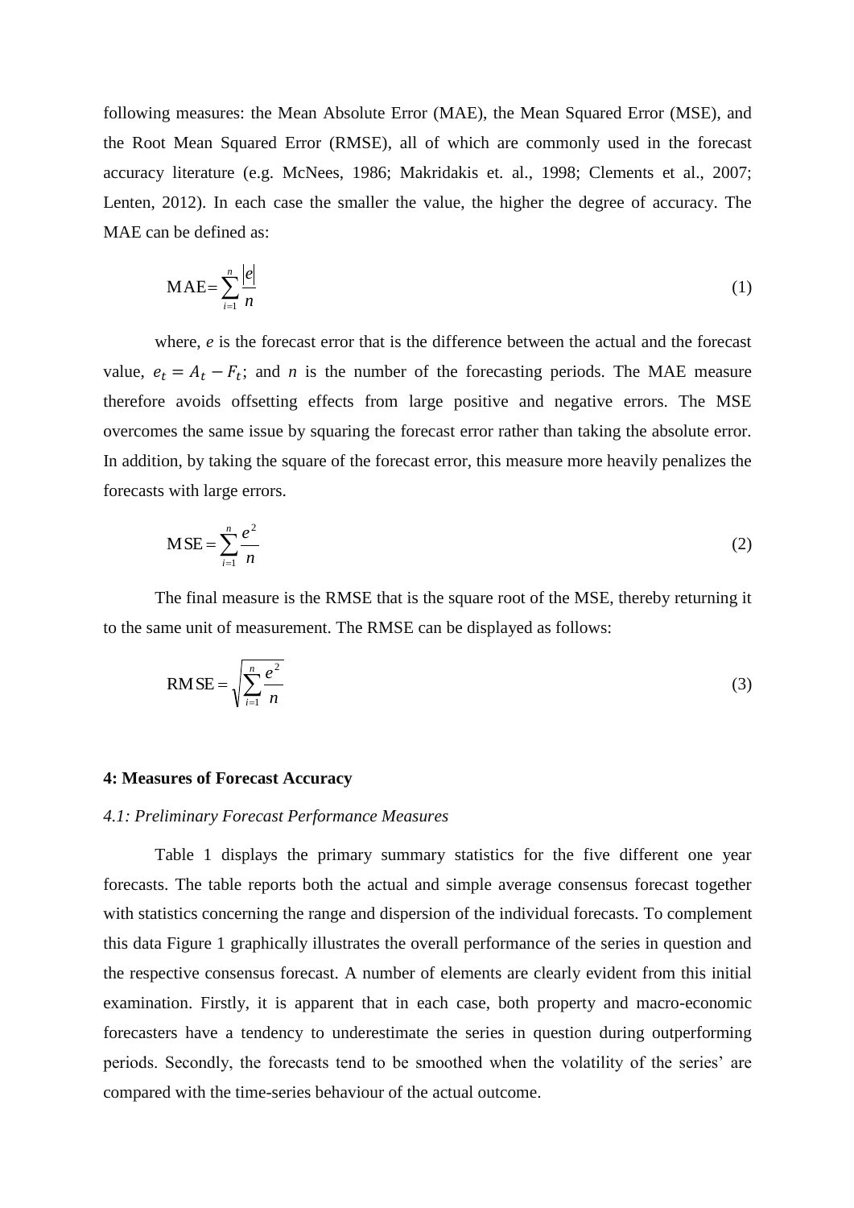following measures: the Mean Absolute Error (MAE), the Mean Squared Error (MSE), and the Root Mean Squared Error (RMSE), all of which are commonly used in the forecast accuracy literature (e.g. McNees, 1986; Makridakis et. al., 1998; Clements et al., 2007; Lenten, 2012). In each case the smaller the value, the higher the degree of accuracy. The MAE can be defined as:

$$\text{MAE} = \sum_{i=1}^{n} \frac{|e|}{n} \tag{1}$$

where, $e$ is the forecast error that is the difference between the actual and the forecast value, $e_t = A_t - F_t$; and $n$ is the number of the forecasting periods. The MAE measure therefore avoids offsetting effects from large positive and negative errors. The MSE overcomes the same issue by squaring the forecast error rather than taking the absolute error. In addition, by taking the square of the forecast error, this measure more heavily penalizes the forecasts with large errors.

$$\text{MSE} = \sum_{i=1}^{n} \frac{e^2}{n} \tag{2}$$

The final measure is the RMSE that is the square root of the MSE, thereby returning it to the same unit of measurement. The RMSE can be displayed as follows:

$$\text{RMSE} = \sqrt{\sum_{i=1}^{n} \frac{e^2}{n}} \tag{3}$$

## 4: Measures of Forecast Accuracy

### *4.1: Preliminary Forecast Performance Measures*

Table 1 displays the primary summary statistics for the five different one year forecasts. The table reports both the actual and simple average consensus forecast together with statistics concerning the range and dispersion of the individual forecasts. To complement this data Figure 1 graphically illustrates the overall performance of the series in question and the respective consensus forecast. A number of elements are clearly evident from this initial examination. Firstly, it is apparent that in each case, both property and macro-economic forecasters have a tendency to underestimate the series in question during outperforming periods. Secondly, the forecasts tend to be smoothed when the volatility of the series' are compared with the time-series behaviour of the actual outcome.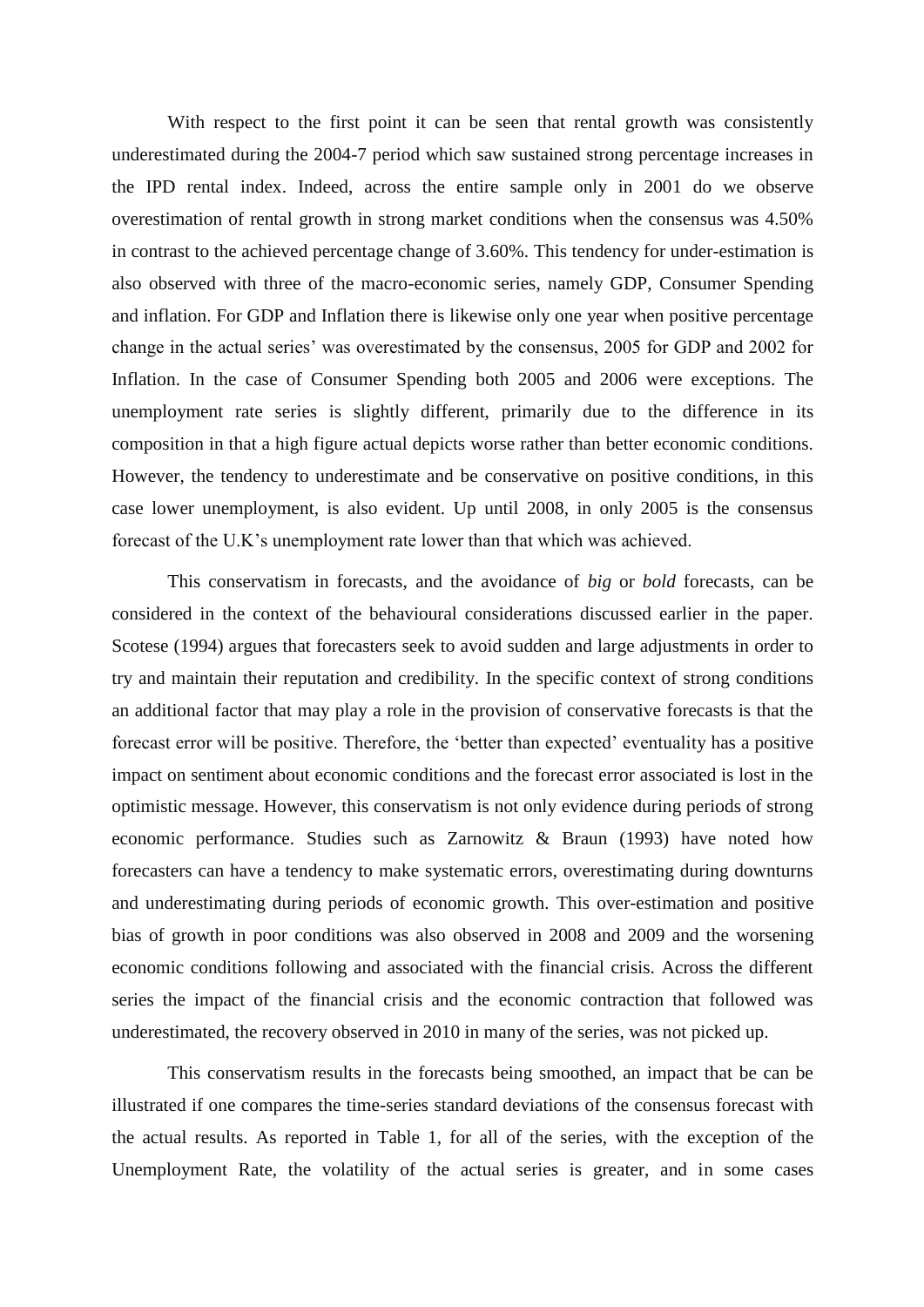With respect to the first point it can be seen that rental growth was consistently underestimated during the 2004-7 period which saw sustained strong percentage increases in the IPD rental index. Indeed, across the entire sample only in 2001 do we observe overestimation of rental growth in strong market conditions when the consensus was 4.50% in contrast to the achieved percentage change of 3.60%. This tendency for under-estimation is also observed with three of the macro-economic series, namely GDP, Consumer Spending and inflation. For GDP and Inflation there is likewise only one year when positive percentage change in the actual series' was overestimated by the consensus, 2005 for GDP and 2002 for Inflation. In the case of Consumer Spending both 2005 and 2006 were exceptions. The unemployment rate series is slightly different, primarily due to the difference in its composition in that a high figure actual depicts worse rather than better economic conditions. However, the tendency to underestimate and be conservative on positive conditions, in this case lower unemployment, is also evident. Up until 2008, in only 2005 is the consensus forecast of the U.K's unemployment rate lower than that which was achieved.

This conservatism in forecasts, and the avoidance of *big* or *bold* forecasts, can be considered in the context of the behavioural considerations discussed earlier in the paper. Scotese (1994) argues that forecasters seek to avoid sudden and large adjustments in order to try and maintain their reputation and credibility. In the specific context of strong conditions an additional factor that may play a role in the provision of conservative forecasts is that the forecast error will be positive. Therefore, the 'better than expected' eventuality has a positive impact on sentiment about economic conditions and the forecast error associated is lost in the optimistic message. However, this conservatism is not only evidence during periods of strong economic performance. Studies such as Zarnowitz & Braun (1993) have noted how forecasters can have a tendency to make systematic errors, overestimating during downturns and underestimating during periods of economic growth. This over-estimation and positive bias of growth in poor conditions was also observed in 2008 and 2009 and the worsening economic conditions following and associated with the financial crisis. Across the different series the impact of the financial crisis and the economic contraction that followed was underestimated, the recovery observed in 2010 in many of the series, was not picked up.

This conservatism results in the forecasts being smoothed, an impact that be can be illustrated if one compares the time-series standard deviations of the consensus forecast with the actual results. As reported in Table 1, for all of the series, with the exception of the Unemployment Rate, the volatility of the actual series is greater, and in some cases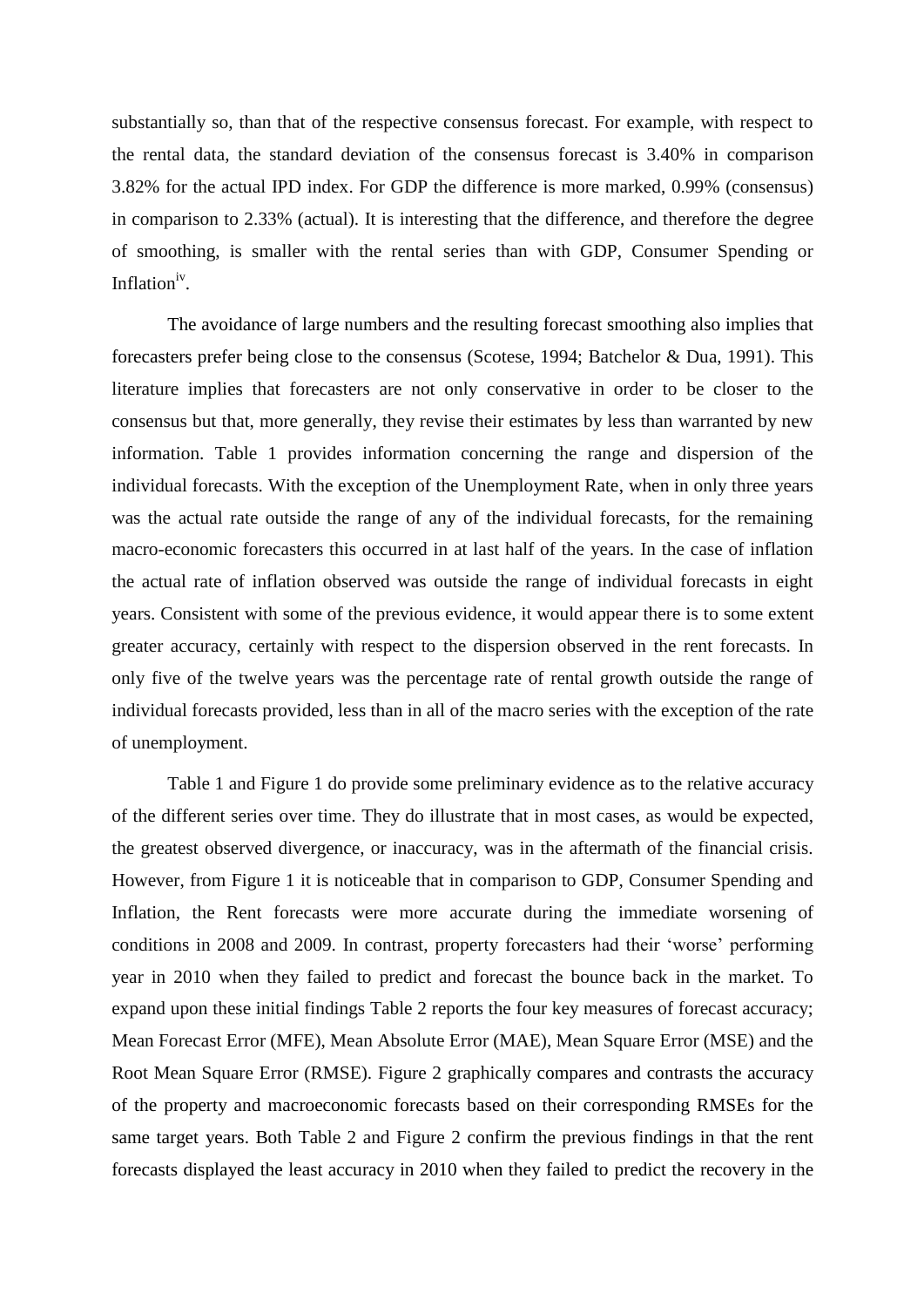substantially so, than that of the respective consensus forecast. For example, with respect to the rental data, the standard deviation of the consensus forecast is 3.40% in comparison 3.82% for the actual IPD index. For GDP the difference is more marked, 0.99% (consensus) in comparison to 2.33% (actual). It is interesting that the difference, and therefore the degree of smoothing, is smaller with the rental series than with GDP, Consumer Spending or Inflation[iv].

The avoidance of large numbers and the resulting forecast smoothing also implies that forecasters prefer being close to the consensus (Scotese, 1994; Batchelor & Dua, 1991). This literature implies that forecasters are not only conservative in order to be closer to the consensus but that, more generally, they revise their estimates by less than warranted by new information. Table 1 provides information concerning the range and dispersion of the individual forecasts. With the exception of the Unemployment Rate, when in only three years was the actual rate outside the range of any of the individual forecasts, for the remaining macro-economic forecasters this occurred in at last half of the years. In the case of inflation the actual rate of inflation observed was outside the range of individual forecasts in eight years. Consistent with some of the previous evidence, it would appear there is to some extent greater accuracy, certainly with respect to the dispersion observed in the rent forecasts. In only five of the twelve years was the percentage rate of rental growth outside the range of individual forecasts provided, less than in all of the macro series with the exception of the rate of unemployment.

Table 1 and Figure 1 do provide some preliminary evidence as to the relative accuracy of the different series over time. They do illustrate that in most cases, as would be expected, the greatest observed divergence, or inaccuracy, was in the aftermath of the financial crisis. However, from Figure 1 it is noticeable that in comparison to GDP, Consumer Spending and Inflation, the Rent forecasts were more accurate during the immediate worsening of conditions in 2008 and 2009. In contrast, property forecasters had their 'worse' performing year in 2010 when they failed to predict and forecast the bounce back in the market. To expand upon these initial findings Table 2 reports the four key measures of forecast accuracy; Mean Forecast Error (MFE), Mean Absolute Error (MAE), Mean Square Error (MSE) and the Root Mean Square Error (RMSE). Figure 2 graphically compares and contrasts the accuracy of the property and macroeconomic forecasts based on their corresponding RMSEs for the same target years. Both Table 2 and Figure 2 confirm the previous findings in that the rent forecasts displayed the least accuracy in 2010 when they failed to predict the recovery in the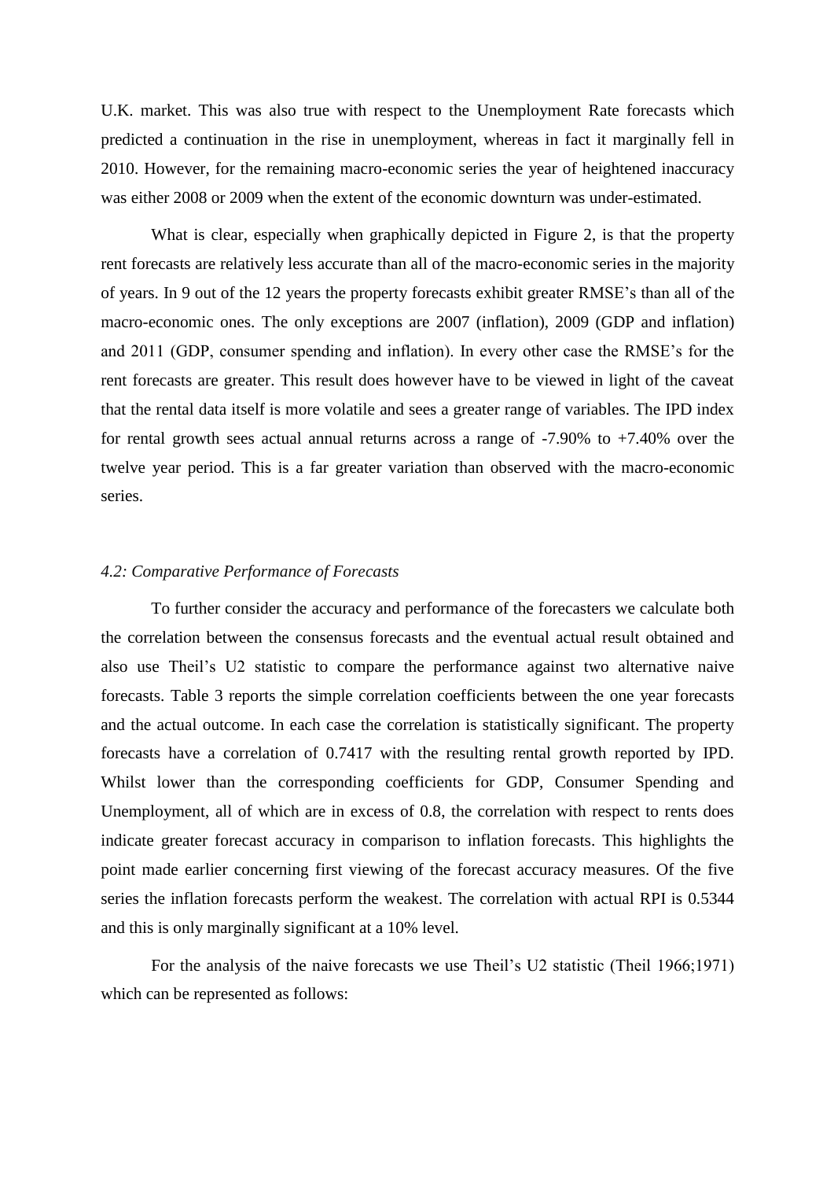U.K. market. This was also true with respect to the Unemployment Rate forecasts which predicted a continuation in the rise in unemployment, whereas in fact it marginally fell in 2010. However, for the remaining macro-economic series the year of heightened inaccuracy was either 2008 or 2009 when the extent of the economic downturn was under-estimated.

What is clear, especially when graphically depicted in Figure 2, is that the property rent forecasts are relatively less accurate than all of the macro-economic series in the majority of years. In 9 out of the 12 years the property forecasts exhibit greater RMSE's than all of the macro-economic ones. The only exceptions are 2007 (inflation), 2009 (GDP and inflation) and 2011 (GDP, consumer spending and inflation). In every other case the RMSE's for the rent forecasts are greater. This result does however have to be viewed in light of the caveat that the rental data itself is more volatile and sees a greater range of variables. The IPD index for rental growth sees actual annual returns across a range of -7.90% to +7.40% over the twelve year period. This is a far greater variation than observed with the macro-economic series.

### *4.2: Comparative Performance of Forecasts*

To further consider the accuracy and performance of the forecasters we calculate both the correlation between the consensus forecasts and the eventual actual result obtained and also use Theil's U2 statistic to compare the performance against two alternative naive forecasts. Table 3 reports the simple correlation coefficients between the one year forecasts and the actual outcome. In each case the correlation is statistically significant. The property forecasts have a correlation of 0.7417 with the resulting rental growth reported by IPD. Whilst lower than the corresponding coefficients for GDP, Consumer Spending and Unemployment, all of which are in excess of 0.8, the correlation with respect to rents does indicate greater forecast accuracy in comparison to inflation forecasts. This highlights the point made earlier concerning first viewing of the forecast accuracy measures. Of the five series the inflation forecasts perform the weakest. The correlation with actual RPI is 0.5344 and this is only marginally significant at a 10% level.

For the analysis of the naive forecasts we use Theil's U2 statistic (Theil 1966;1971) which can be represented as follows: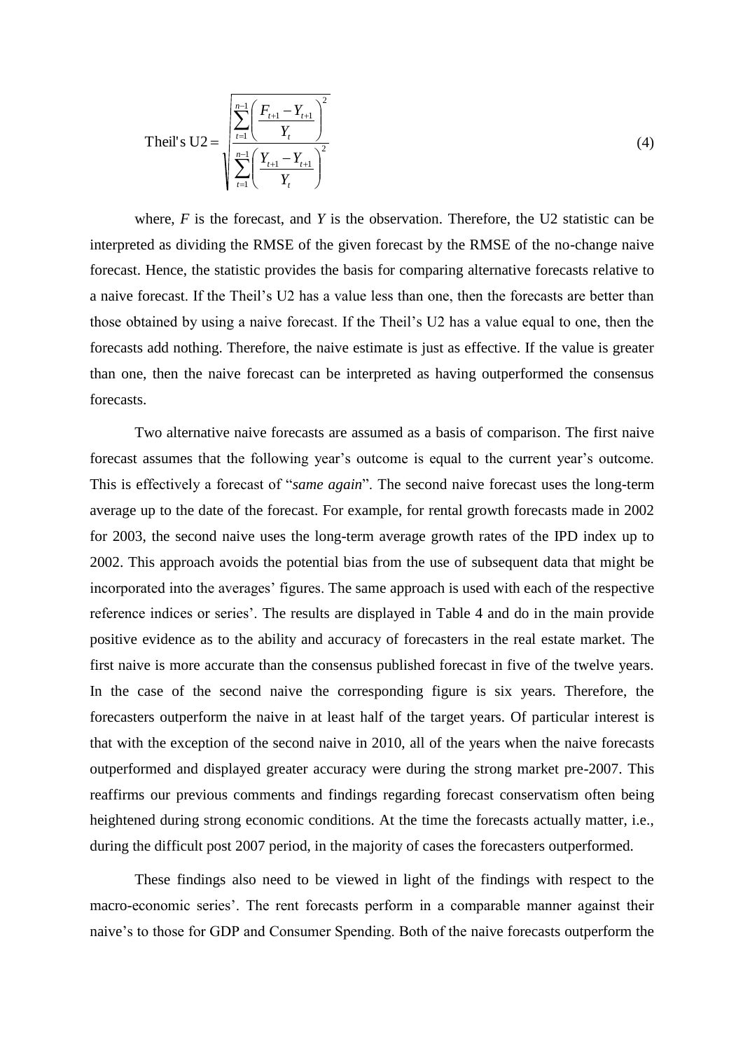$$\text{Theil's U2} = \sqrt{\frac{\sum_{t=1}^{n-1}\left(\frac{F_{t+1} - Y_{t+1}}{Y_t}\right)^2}{\sum_{t=1}^{n-1}\left(\frac{Y_{t+1} - Y_{t+1}}{Y_t}\right)^2}} \tag{4}$$

where, $F$ is the forecast, and $Y$ is the observation. Therefore, the U2 statistic can be interpreted as dividing the RMSE of the given forecast by the RMSE of the no-change naive forecast. Hence, the statistic provides the basis for comparing alternative forecasts relative to a naive forecast. If the Theil's U2 has a value less than one, then the forecasts are better than those obtained by using a naive forecast. If the Theil's U2 has a value equal to one, then the forecasts add nothing. Therefore, the naive estimate is just as effective. If the value is greater than one, then the naive forecast can be interpreted as having outperformed the consensus forecasts.

Two alternative naive forecasts are assumed as a basis of comparison. The first naive forecast assumes that the following year's outcome is equal to the current year's outcome. This is effectively a forecast of "*same again*". The second naive forecast uses the long-term average up to the date of the forecast. For example, for rental growth forecasts made in 2002 for 2003, the second naive uses the long-term average growth rates of the IPD index up to 2002. This approach avoids the potential bias from the use of subsequent data that might be incorporated into the averages' figures. The same approach is used with each of the respective reference indices or series'. The results are displayed in Table 4 and do in the main provide positive evidence as to the ability and accuracy of forecasters in the real estate market. The first naive is more accurate than the consensus published forecast in five of the twelve years. In the case of the second naive the corresponding figure is six years. Therefore, the forecasters outperform the naive in at least half of the target years. Of particular interest is that with the exception of the second naive in 2010, all of the years when the naive forecasts outperformed and displayed greater accuracy were during the strong market pre-2007. This reaffirms our previous comments and findings regarding forecast conservatism often being heightened during strong economic conditions. At the time the forecasts actually matter, i.e., during the difficult post 2007 period, in the majority of cases the forecasters outperformed.

These findings also need to be viewed in light of the findings with respect to the macro-economic series'. The rent forecasts perform in a comparable manner against their naive's to those for GDP and Consumer Spending. Both of the naive forecasts outperform the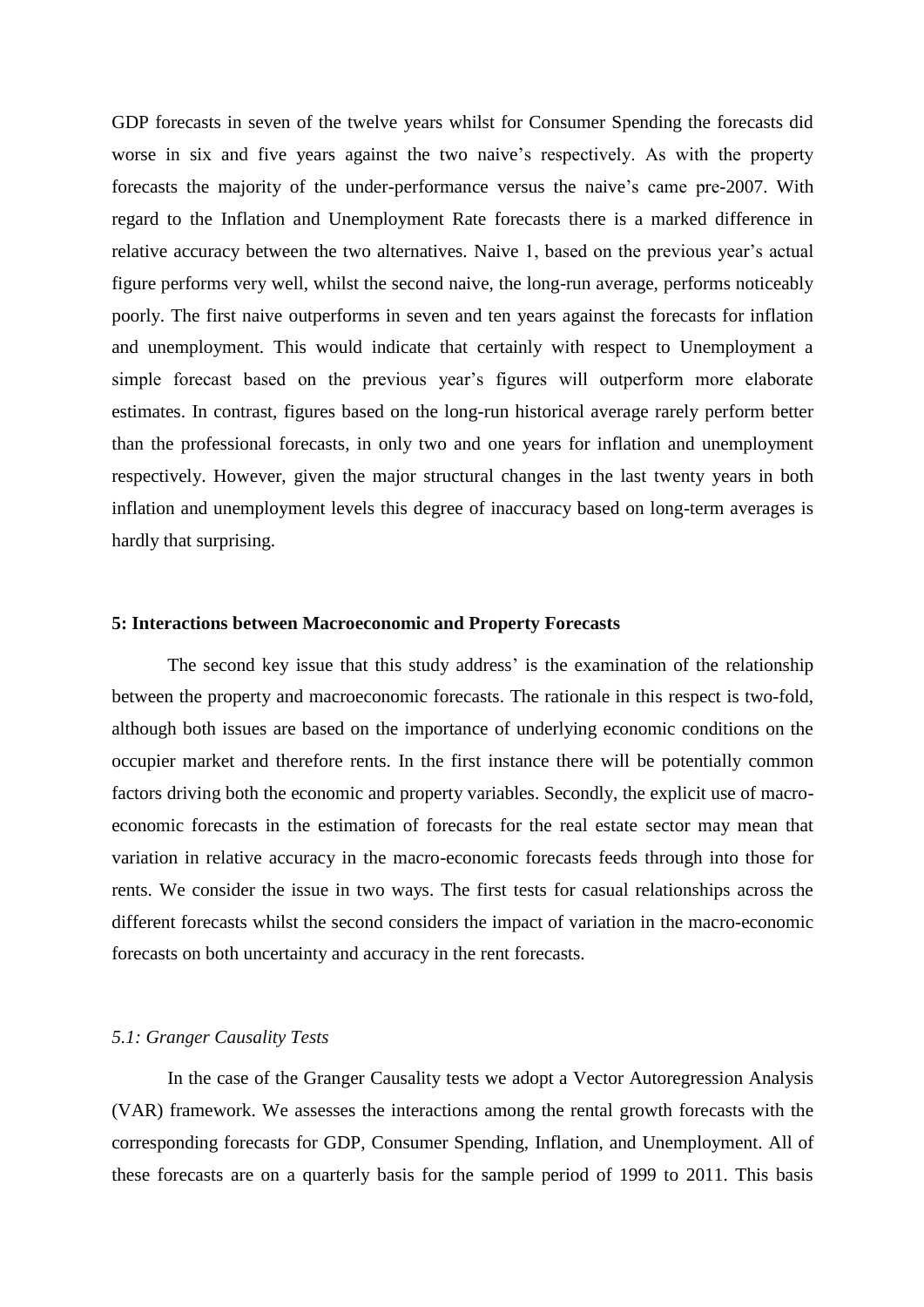GDP forecasts in seven of the twelve years whilst for Consumer Spending the forecasts did worse in six and five years against the two naive's respectively. As with the property forecasts the majority of the under-performance versus the naive's came pre-2007. With regard to the Inflation and Unemployment Rate forecasts there is a marked difference in relative accuracy between the two alternatives. Naive 1, based on the previous year's actual figure performs very well, whilst the second naive, the long-run average, performs noticeably poorly. The first naive outperforms in seven and ten years against the forecasts for inflation and unemployment. This would indicate that certainly with respect to Unemployment a simple forecast based on the previous year's figures will outperform more elaborate estimates. In contrast, figures based on the long-run historical average rarely perform better than the professional forecasts, in only two and one years for inflation and unemployment respectively. However, given the major structural changes in the last twenty years in both inflation and unemployment levels this degree of inaccuracy based on long-term averages is hardly that surprising.

## 5: Interactions between Macroeconomic and Property Forecasts

The second key issue that this study address' is the examination of the relationship between the property and macroeconomic forecasts. The rationale in this respect is two-fold, although both issues are based on the importance of underlying economic conditions on the occupier market and therefore rents. In the first instance there will be potentially common factors driving both the economic and property variables. Secondly, the explicit use of macro-economic forecasts in the estimation of forecasts for the real estate sector may mean that variation in relative accuracy in the macro-economic forecasts feeds through into those for rents. We consider the issue in two ways. The first tests for casual relationships across the different forecasts whilst the second considers the impact of variation in the macro-economic forecasts on both uncertainty and accuracy in the rent forecasts.

### *5.1: Granger Causality Tests*

In the case of the Granger Causality tests we adopt a Vector Autoregression Analysis (VAR) framework. We assesses the interactions among the rental growth forecasts with the corresponding forecasts for GDP, Consumer Spending, Inflation, and Unemployment. All of these forecasts are on a quarterly basis for the sample period of 1999 to 2011. This basis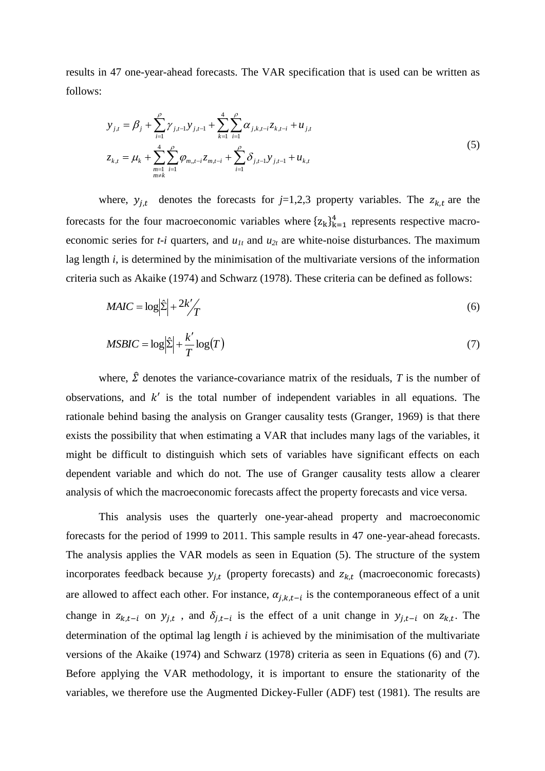results in 47 one-year-ahead forecasts. The VAR specification that is used can be written as follows:

$$
\begin{aligned}
y_{j,t} &= \beta_j + \sum_{i=1}^{\rho} \gamma_{j,t-1} y_{j,t-1} + \sum_{k=1}^{4} \sum_{i=1}^{\rho} \alpha_{j,k,t-i} z_{k,t-i} + u_{j,t} \\
z_{k,t} &= \mu_k + \sum_{\substack{m=1 \\ m \neq k}}^{4} \sum_{i=1}^{\rho} \varphi_{m,,t-i} z_{m,t-i} + \sum_{i=1}^{\rho} \delta_{j,t-1} y_{j,t-1} + u_{k,t}
\end{aligned}
\tag{5}
$$

where, $y_{j,t}$ denotes the forecasts for $j$=1,2,3 property variables. The $z_{k,t}$ are the forecasts for the four macroeconomic variables where $\{z_k\}_{k=1}^{4}$ represents respective macro-economic series for $t$-$i$ quarters, and $u_{1t}$ and $u_{2t}$ are white-noise disturbances. The maximum lag length $i$, is determined by the minimisation of the multivariate versions of the information criteria such as Akaike (1974) and Schwarz (1978). These criteria can be defined as follows:

$$
MAIC = \log\left|\hat{\Sigma}\right| + 2k'/T \tag{6}
$$

$$
MSBIC = \log\left|\hat{\Sigma}\right| + \frac{k'}{T}\log(T) \tag{7}
$$

where, $\hat{\Sigma}$ denotes the variance-covariance matrix of the residuals, $T$ is the number of observations, and $k'$ is the total number of independent variables in all equations. The rationale behind basing the analysis on Granger causality tests (Granger, 1969) is that there exists the possibility that when estimating a VAR that includes many lags of the variables, it might be difficult to distinguish which sets of variables have significant effects on each dependent variable and which do not. The use of Granger causality tests allow a clearer analysis of which the macroeconomic forecasts affect the property forecasts and vice versa.

This analysis uses the quarterly one-year-ahead property and macroeconomic forecasts for the period of 1999 to 2011. This sample results in 47 one-year-ahead forecasts. The analysis applies the VAR models as seen in Equation (5). The structure of the system incorporates feedback because $y_{j,t}$ (property forecasts) and $z_{k,t}$ (macroeconomic forecasts) are allowed to affect each other. For instance, $\alpha_{j,k,t-i}$ is the contemporaneous effect of a unit change in $z_{k,t-i}$ on $y_{j,t}$ , and $\delta_{j,t-i}$ is the effect of a unit change in $y_{j,t-i}$ on $z_{k,t}$. The determination of the optimal lag length $i$ is achieved by the minimisation of the multivariate versions of the Akaike (1974) and Schwarz (1978) criteria as seen in Equations (6) and (7). Before applying the VAR methodology, it is important to ensure the stationarity of the variables, we therefore use the Augmented Dickey-Fuller (ADF) test (1981). The results are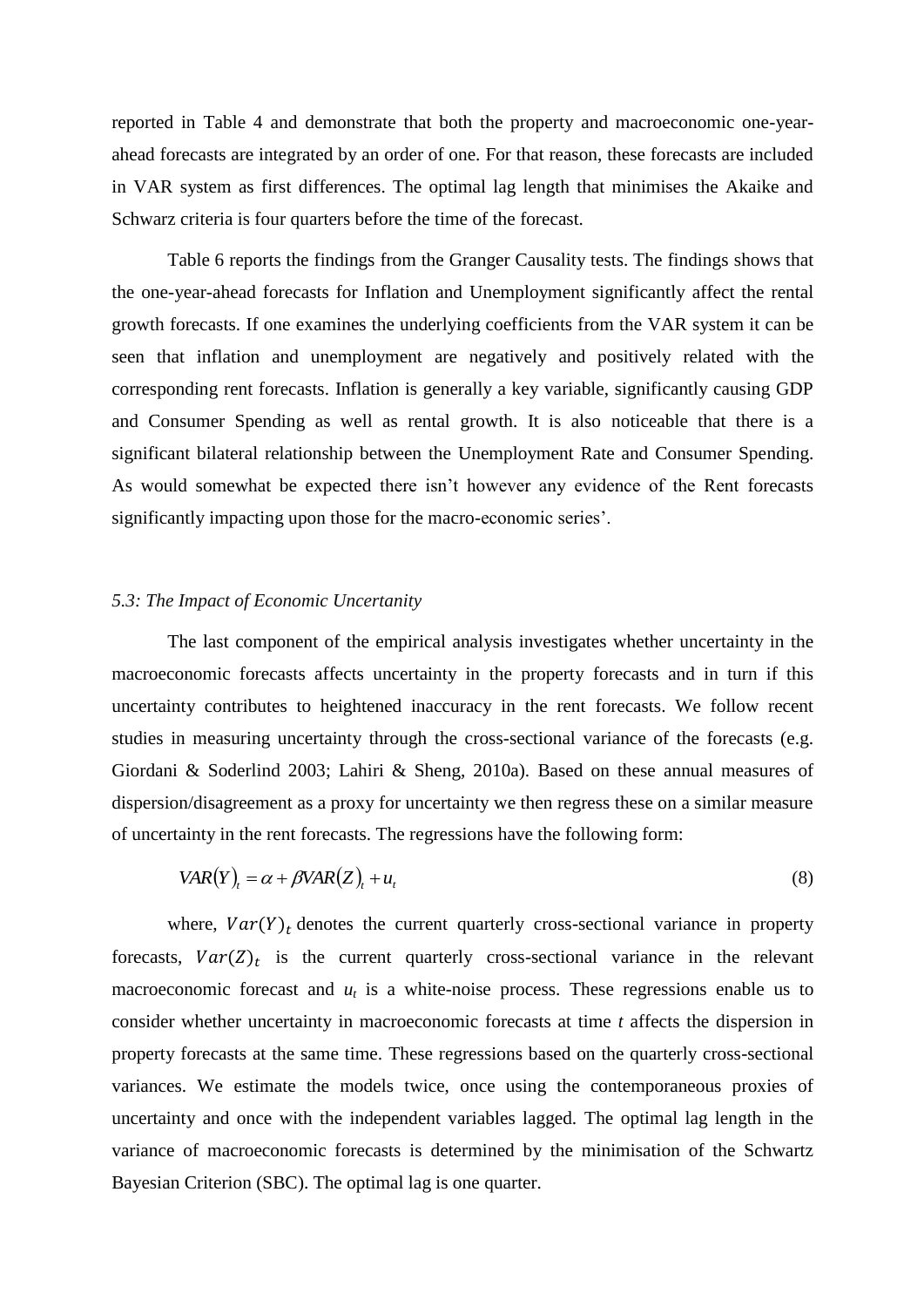reported in Table 4 and demonstrate that both the property and macroeconomic one-year-ahead forecasts are integrated by an order of one. For that reason, these forecasts are included in VAR system as first differences. The optimal lag length that minimises the Akaike and Schwarz criteria is four quarters before the time of the forecast.

Table 6 reports the findings from the Granger Causality tests. The findings shows that the one-year-ahead forecasts for Inflation and Unemployment significantly affect the rental growth forecasts. If one examines the underlying coefficients from the VAR system it can be seen that inflation and unemployment are negatively and positively related with the corresponding rent forecasts. Inflation is generally a key variable, significantly causing GDP and Consumer Spending as well as rental growth. It is also noticeable that there is a significant bilateral relationship between the Unemployment Rate and Consumer Spending. As would somewhat be expected there isn't however any evidence of the Rent forecasts significantly impacting upon those for the macro-economic series'.

### *5.3: The Impact of Economic Uncertainty*

The last component of the empirical analysis investigates whether uncertainty in the macroeconomic forecasts affects uncertainty in the property forecasts and in turn if this uncertainty contributes to heightened inaccuracy in the rent forecasts. We follow recent studies in measuring uncertainty through the cross-sectional variance of the forecasts (e.g. Giordani & Soderlind 2003; Lahiri & Sheng, 2010a). Based on these annual measures of dispersion/disagreement as a proxy for uncertainty we then regress these on a similar measure of uncertainty in the rent forecasts. The regressions have the following form:

$$VAR(Y)_t = \alpha + \beta VAR(Z)_t + u_t \tag{8}$$

where, $Var(Y)_t$ denotes the current quarterly cross-sectional variance in property forecasts, $Var(Z)_t$ is the current quarterly cross-sectional variance in the relevant macroeconomic forecast and $u_t$ is a white-noise process. These regressions enable us to consider whether uncertainty in macroeconomic forecasts at time $t$ affects the dispersion in property forecasts at the same time. These regressions based on the quarterly cross-sectional variances. We estimate the models twice, once using the contemporaneous proxies of uncertainty and once with the independent variables lagged. The optimal lag length in the variance of macroeconomic forecasts is determined by the minimisation of the Schwartz Bayesian Criterion (SBC). The optimal lag is one quarter.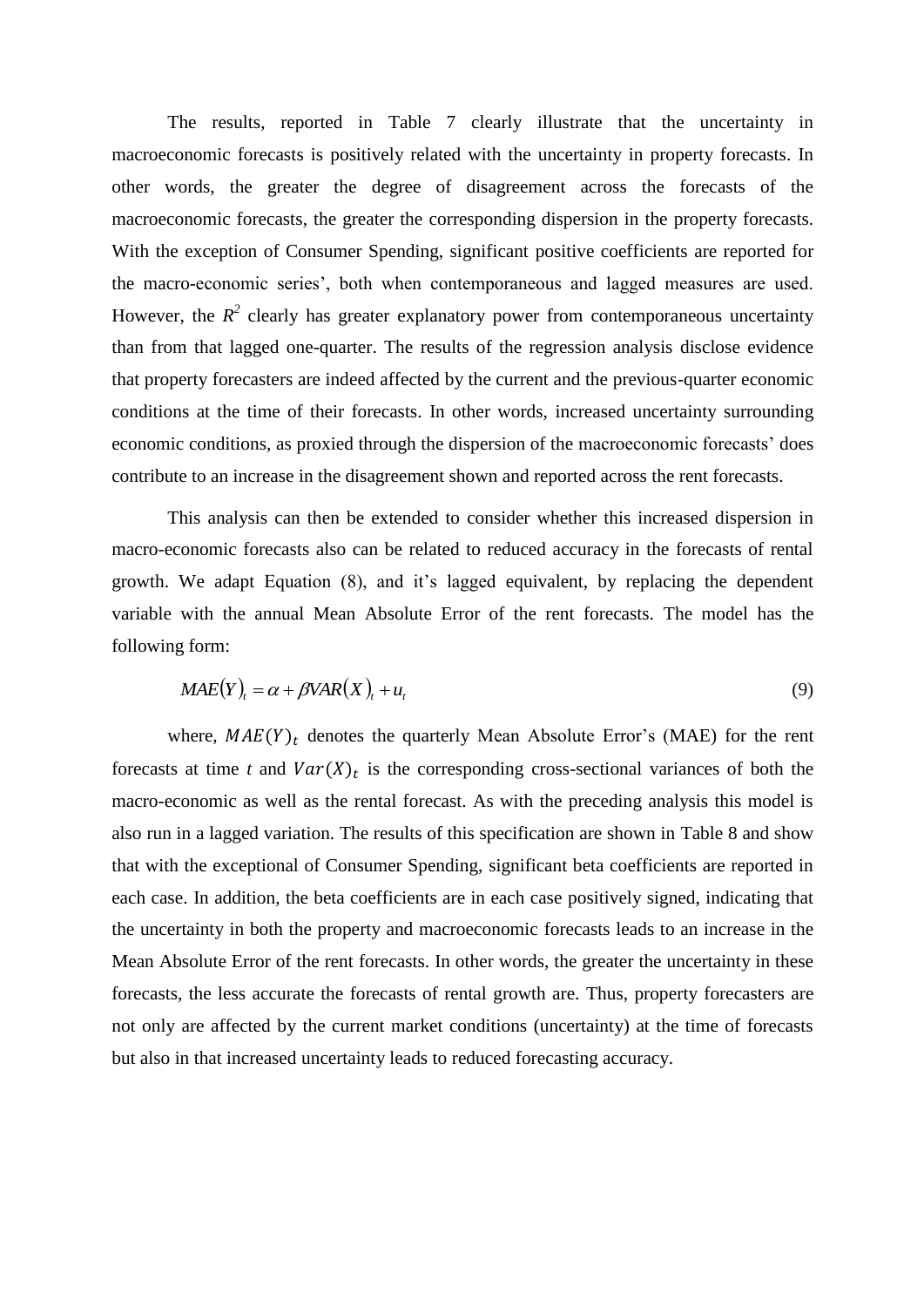The results, reported in Table 7 clearly illustrate that the uncertainty in macroeconomic forecasts is positively related with the uncertainty in property forecasts. In other words, the greater the degree of disagreement across the forecasts of the macroeconomic forecasts, the greater the corresponding dispersion in the property forecasts. With the exception of Consumer Spending, significant positive coefficients are reported for the macro-economic series', both when contemporaneous and lagged measures are used. However, the $R^2$ clearly has greater explanatory power from contemporaneous uncertainty than from that lagged one-quarter. The results of the regression analysis disclose evidence that property forecasters are indeed affected by the current and the previous-quarter economic conditions at the time of their forecasts. In other words, increased uncertainty surrounding economic conditions, as proxied through the dispersion of the macroeconomic forecasts' does contribute to an increase in the disagreement shown and reported across the rent forecasts.

This analysis can then be extended to consider whether this increased dispersion in macro-economic forecasts also can be related to reduced accuracy in the forecasts of rental growth. We adapt Equation (8), and it's lagged equivalent, by replacing the dependent variable with the annual Mean Absolute Error of the rent forecasts. The model has the following form:

$$MAE(Y)_t = \alpha + \beta VAR(X)_t + u_t \tag{9}$$

where, $MAE(Y)_t$ denotes the quarterly Mean Absolute Error's (MAE) for the rent forecasts at time $t$ and $Var(X)_t$ is the corresponding cross-sectional variances of both the macro-economic as well as the rental forecast. As with the preceding analysis this model is also run in a lagged variation. The results of this specification are shown in Table 8 and show that with the exceptional of Consumer Spending, significant beta coefficients are reported in each case. In addition, the beta coefficients are in each case positively signed, indicating that the uncertainty in both the property and macroeconomic forecasts leads to an increase in the Mean Absolute Error of the rent forecasts. In other words, the greater the uncertainty in these forecasts, the less accurate the forecasts of rental growth are. Thus, property forecasters are not only are affected by the current market conditions (uncertainty) at the time of forecasts but also in that increased uncertainty leads to reduced forecasting accuracy.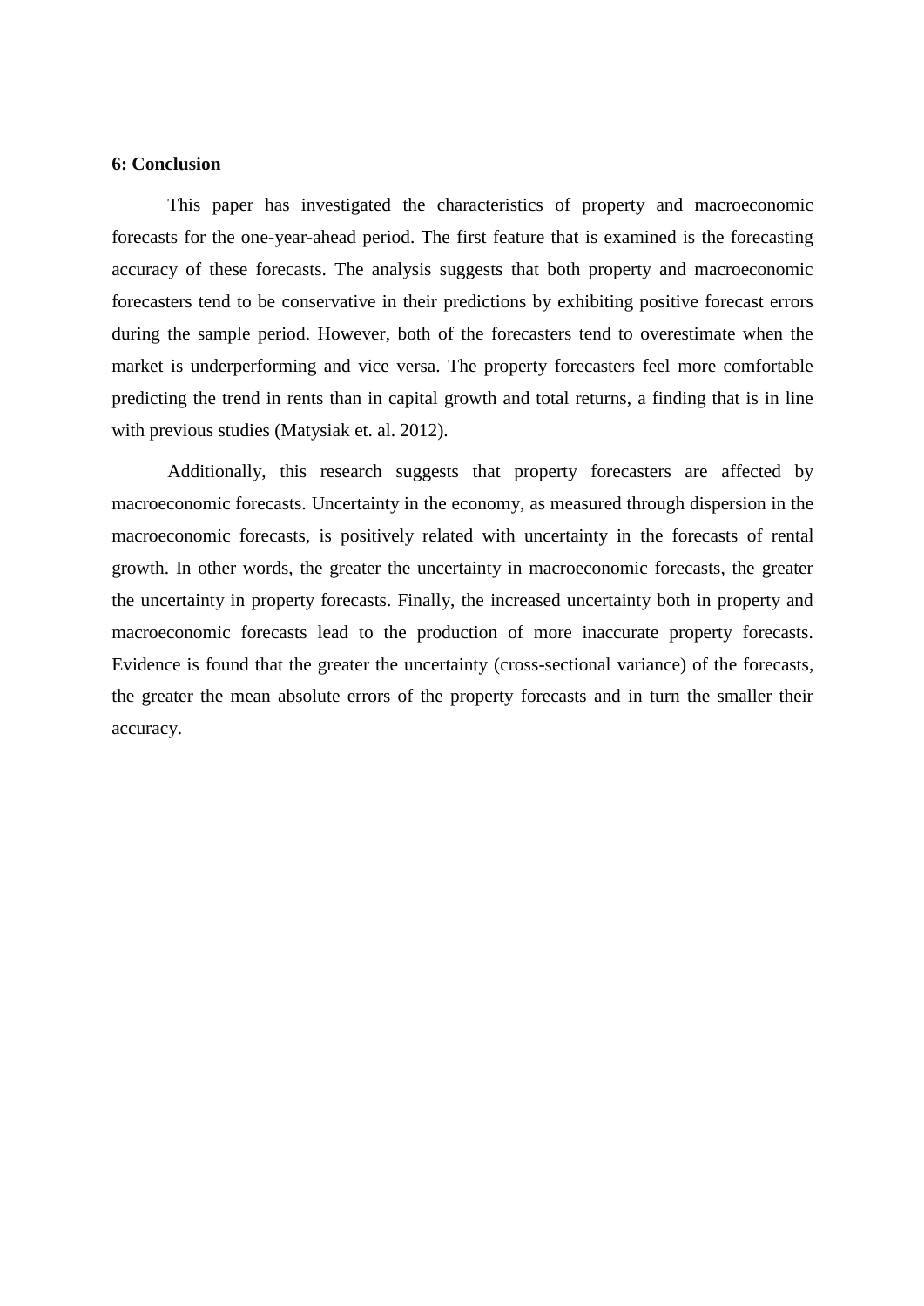## 6: Conclusion

This paper has investigated the characteristics of property and macroeconomic forecasts for the one-year-ahead period. The first feature that is examined is the forecasting accuracy of these forecasts. The analysis suggests that both property and macroeconomic forecasters tend to be conservative in their predictions by exhibiting positive forecast errors during the sample period. However, both of the forecasters tend to overestimate when the market is underperforming and vice versa. The property forecasters feel more comfortable predicting the trend in rents than in capital growth and total returns, a finding that is in line with previous studies (Matysiak et. al. 2012).

Additionally, this research suggests that property forecasters are affected by macroeconomic forecasts. Uncertainty in the economy, as measured through dispersion in the macroeconomic forecasts, is positively related with uncertainty in the forecasts of rental growth. In other words, the greater the uncertainty in macroeconomic forecasts, the greater the uncertainty in property forecasts. Finally, the increased uncertainty both in property and macroeconomic forecasts lead to the production of more inaccurate property forecasts. Evidence is found that the greater the uncertainty (cross-sectional variance) of the forecasts, the greater the mean absolute errors of the property forecasts and in turn the smaller their accuracy.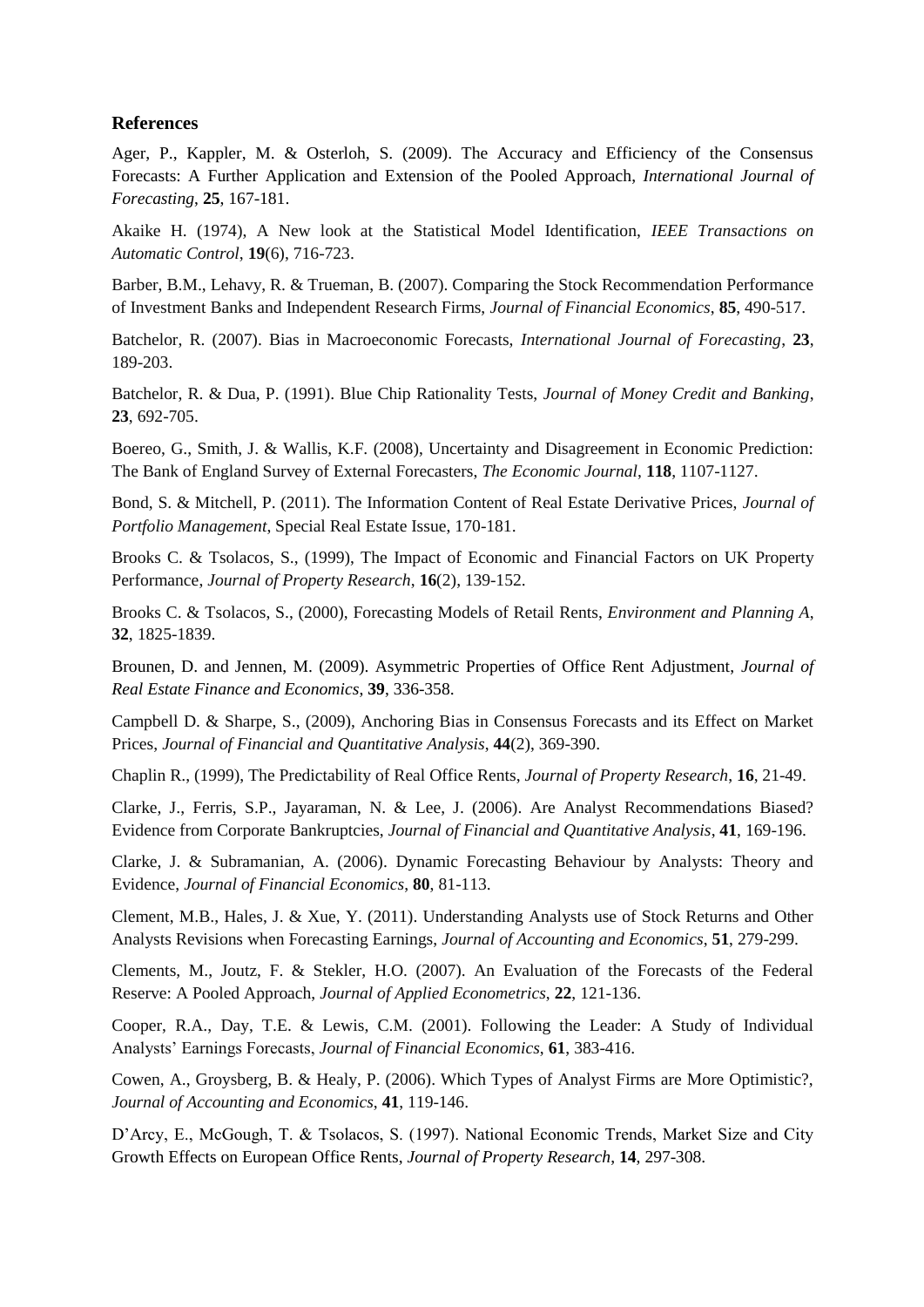### References

Ager, P., Kappler, M. & Osterloh, S. (2009). The Accuracy and Efficiency of the Consensus Forecasts: A Further Application and Extension of the Pooled Approach, *International Journal of Forecasting*, **25**, 167-181.

Akaike H. (1974), A New look at the Statistical Model Identification, *IEEE Transactions on Automatic Control*, **19**(6), 716-723.

Barber, B.M., Lehavy, R. & Trueman, B. (2007). Comparing the Stock Recommendation Performance of Investment Banks and Independent Research Firms, *Journal of Financial Economics*, **85**, 490-517.

Batchelor, R. (2007). Bias in Macroeconomic Forecasts, *International Journal of Forecasting*, **23**, 189-203.

Batchelor, R. & Dua, P. (1991). Blue Chip Rationality Tests, *Journal of Money Credit and Banking*, **23**, 692-705.

Boereo, G., Smith, J. & Wallis, K.F. (2008), Uncertainty and Disagreement in Economic Prediction: The Bank of England Survey of External Forecasters, *The Economic Journal*, **118**, 1107-1127.

Bond, S. & Mitchell, P. (2011). The Information Content of Real Estate Derivative Prices, *Journal of Portfolio Management*, Special Real Estate Issue, 170-181.

Brooks C. & Tsolacos, S., (1999), The Impact of Economic and Financial Factors on UK Property Performance, *Journal of Property Research*, **16**(2), 139-152.

Brooks C. & Tsolacos, S., (2000), Forecasting Models of Retail Rents, *Environment and Planning A*, **32**, 1825-1839.

Brounen, D. and Jennen, M. (2009). Asymmetric Properties of Office Rent Adjustment, *Journal of Real Estate Finance and Economics*, **39**, 336-358.

Campbell D. & Sharpe, S., (2009), Anchoring Bias in Consensus Forecasts and its Effect on Market Prices, *Journal of Financial and Quantitative Analysis*, **44**(2), 369-390.

Chaplin R., (1999), The Predictability of Real Office Rents, *Journal of Property Research*, **16**, 21-49.

Clarke, J., Ferris, S.P., Jayaraman, N. & Lee, J. (2006). Are Analyst Recommendations Biased? Evidence from Corporate Bankruptcies, *Journal of Financial and Quantitative Analysis*, **41**, 169-196.

Clarke, J. & Subramanian, A. (2006). Dynamic Forecasting Behaviour by Analysts: Theory and Evidence, *Journal of Financial Economics*, **80**, 81-113.

Clement, M.B., Hales, J. & Xue, Y. (2011). Understanding Analysts use of Stock Returns and Other Analysts Revisions when Forecasting Earnings, *Journal of Accounting and Economics*, **51**, 279-299.

Clements, M., Joutz, F. & Stekler, H.O. (2007). An Evaluation of the Forecasts of the Federal Reserve: A Pooled Approach, *Journal of Applied Econometrics*, **22**, 121-136.

Cooper, R.A., Day, T.E. & Lewis, C.M. (2001). Following the Leader: A Study of Individual Analysts' Earnings Forecasts, *Journal of Financial Economics*, **61**, 383-416.

Cowen, A., Groysberg, B. & Healy, P. (2006). Which Types of Analyst Firms are More Optimistic?, *Journal of Accounting and Economics*, **41**, 119-146.

D'Arcy, E., McGough, T. & Tsolacos, S. (1997). National Economic Trends, Market Size and City Growth Effects on European Office Rents, *Journal of Property Research*, **14**, 297-308.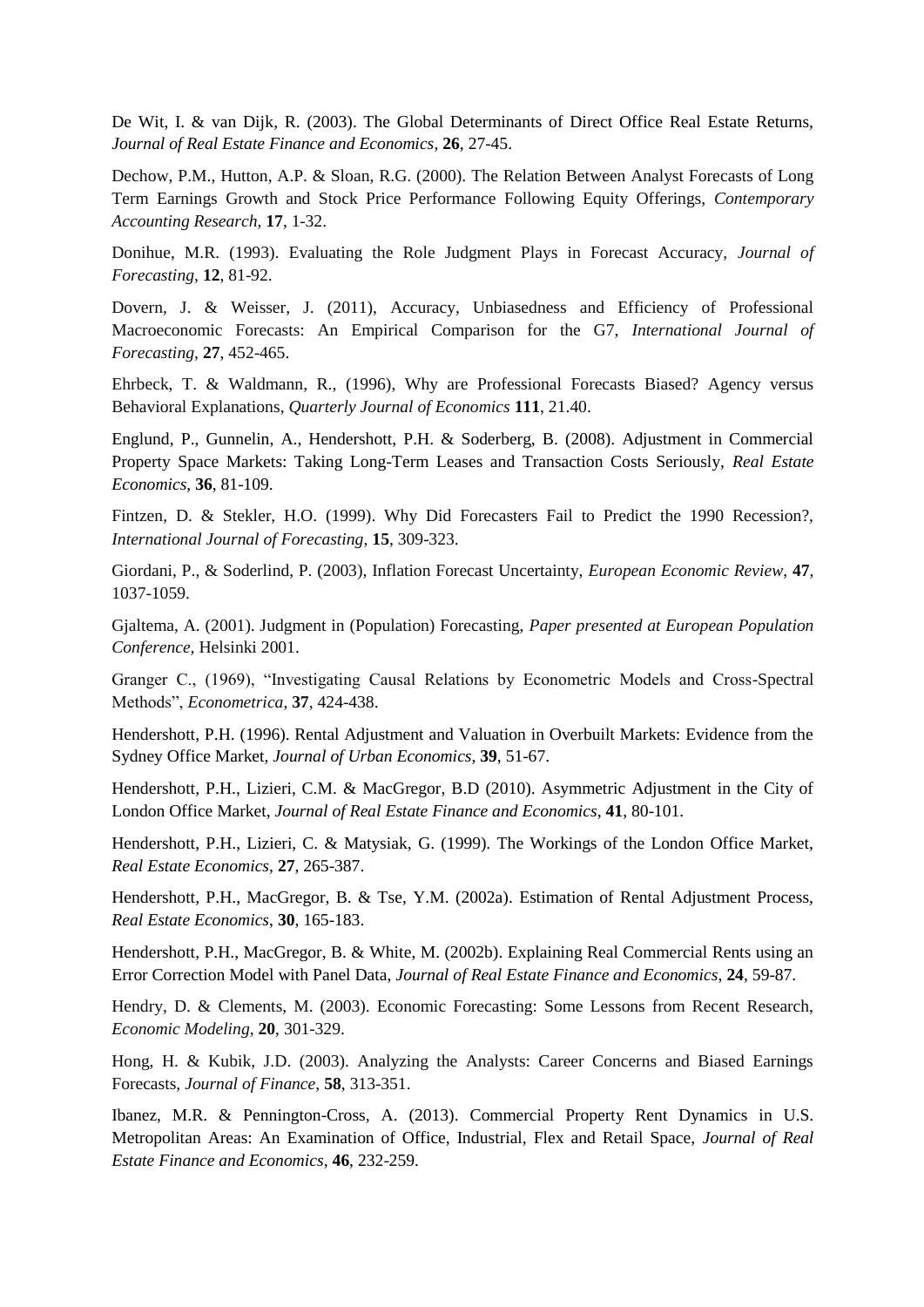De Wit, I. & van Dijk, R. (2003). The Global Determinants of Direct Office Real Estate Returns, *Journal of Real Estate Finance and Economics*, **26**, 27-45.

Dechow, P.M., Hutton, A.P. & Sloan, R.G. (2000). The Relation Between Analyst Forecasts of Long Term Earnings Growth and Stock Price Performance Following Equity Offerings, *Contemporary Accounting Research*, **17**, 1-32.

Donihue, M.R. (1993). Evaluating the Role Judgment Plays in Forecast Accuracy, *Journal of Forecasting*, **12**, 81-92.

Dovern, J. & Weisser, J. (2011), Accuracy, Unbiasedness and Efficiency of Professional Macroeconomic Forecasts: An Empirical Comparison for the G7, *International Journal of Forecasting*, **27**, 452-465.

Ehrbeck, T. & Waldmann, R., (1996), Why are Professional Forecasts Biased? Agency versus Behavioral Explanations, *Quarterly Journal of Economics* **111**, 21.40.

Englund, P., Gunnelin, A., Hendershott, P.H. & Soderberg, B. (2008). Adjustment in Commercial Property Space Markets: Taking Long-Term Leases and Transaction Costs Seriously, *Real Estate Economics*, **36**, 81-109.

Fintzen, D. & Stekler, H.O. (1999). Why Did Forecasters Fail to Predict the 1990 Recession?, *International Journal of Forecasting*, **15**, 309-323.

Giordani, P., & Soderlind, P. (2003), Inflation Forecast Uncertainty, *European Economic Review*, **47**, 1037-1059.

Gjaltema, A. (2001). Judgment in (Population) Forecasting, *Paper presented at European Population Conference*, Helsinki 2001.

Granger C., (1969), "Investigating Causal Relations by Econometric Models and Cross-Spectral Methods", *Econometrica*, **37**, 424-438.

Hendershott, P.H. (1996). Rental Adjustment and Valuation in Overbuilt Markets: Evidence from the Sydney Office Market, *Journal of Urban Economics*, **39**, 51-67.

Hendershott, P.H., Lizieri, C.M. & MacGregor, B.D (2010). Asymmetric Adjustment in the City of London Office Market, *Journal of Real Estate Finance and Economics*, **41**, 80-101.

Hendershott, P.H., Lizieri, C. & Matysiak, G. (1999). The Workings of the London Office Market, *Real Estate Economics*, **27**, 265-387.

Hendershott, P.H., MacGregor, B. & Tse, Y.M. (2002a). Estimation of Rental Adjustment Process, *Real Estate Economics*, **30**, 165-183.

Hendershott, P.H., MacGregor, B. & White, M. (2002b). Explaining Real Commercial Rents using an Error Correction Model with Panel Data, *Journal of Real Estate Finance and Economics*, **24**, 59-87.

Hendry, D. & Clements, M. (2003). Economic Forecasting: Some Lessons from Recent Research, *Economic Modeling*, **20**, 301-329.

Hong, H. & Kubik, J.D. (2003). Analyzing the Analysts: Career Concerns and Biased Earnings Forecasts, *Journal of Finance*, **58**, 313-351.

Ibanez, M.R. & Pennington-Cross, A. (2013). Commercial Property Rent Dynamics in U.S. Metropolitan Areas: An Examination of Office, Industrial, Flex and Retail Space, *Journal of Real Estate Finance and Economics*, **46**, 232-259.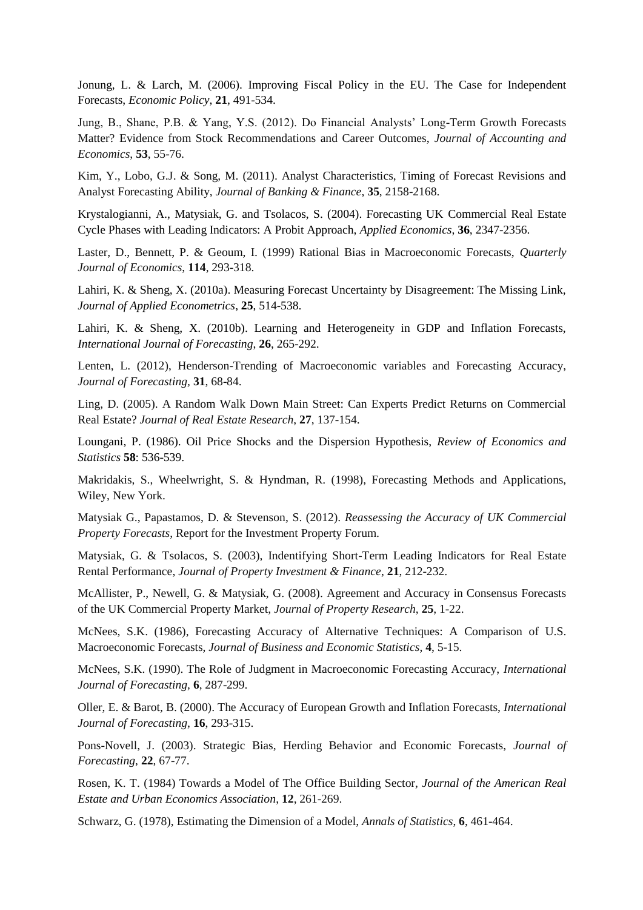Jonung, L. & Larch, M. (2006). Improving Fiscal Policy in the EU. The Case for Independent Forecasts, *Economic Policy*, **21**, 491-534.

Jung, B., Shane, P.B. & Yang, Y.S. (2012). Do Financial Analysts' Long-Term Growth Forecasts Matter? Evidence from Stock Recommendations and Career Outcomes, *Journal of Accounting and Economics*, **53**, 55-76.

Kim, Y., Lobo, G.J. & Song, M. (2011). Analyst Characteristics, Timing of Forecast Revisions and Analyst Forecasting Ability, *Journal of Banking & Finance*, **35**, 2158-2168.

Krystalogianni, A., Matysiak, G. and Tsolacos, S. (2004). Forecasting UK Commercial Real Estate Cycle Phases with Leading Indicators: A Probit Approach, *Applied Economics*, **36**, 2347-2356.

Laster, D., Bennett, P. & Geoum, I. (1999) Rational Bias in Macroeconomic Forecasts, *Quarterly Journal of Economics*, **114**, 293-318.

Lahiri, K. & Sheng, X. (2010a). Measuring Forecast Uncertainty by Disagreement: The Missing Link, *Journal of Applied Econometrics*, **25**, 514-538.

Lahiri, K. & Sheng, X. (2010b). Learning and Heterogeneity in GDP and Inflation Forecasts, *International Journal of Forecasting*, **26**, 265-292.

Lenten, L. (2012), Henderson-Trending of Macroeconomic variables and Forecasting Accuracy, *Journal of Forecasting*, **31**, 68-84.

Ling, D. (2005). A Random Walk Down Main Street: Can Experts Predict Returns on Commercial Real Estate? *Journal of Real Estate Research*, **27**, 137-154.

Loungani, P. (1986). Oil Price Shocks and the Dispersion Hypothesis, *Review of Economics and Statistics* **58**: 536-539.

Makridakis, S., Wheelwright, S. & Hyndman, R. (1998), Forecasting Methods and Applications, Wiley, New York.

Matysiak G., Papastamos, D. & Stevenson, S. (2012). *Reassessing the Accuracy of UK Commercial Property Forecasts*, Report for the Investment Property Forum.

Matysiak, G. & Tsolacos, S. (2003), Indentifying Short-Term Leading Indicators for Real Estate Rental Performance, *Journal of Property Investment & Finance*, **21**, 212-232.

McAllister, P., Newell, G. & Matysiak, G. (2008). Agreement and Accuracy in Consensus Forecasts of the UK Commercial Property Market, *Journal of Property Research*, **25**, 1-22.

McNees, S.K. (1986), Forecasting Accuracy of Alternative Techniques: A Comparison of U.S. Macroeconomic Forecasts, *Journal of Business and Economic Statistics*, **4**, 5-15.

McNees, S.K. (1990). The Role of Judgment in Macroeconomic Forecasting Accuracy, *International Journal of Forecasting*, **6**, 287-299.

Oller, E. & Barot, B. (2000). The Accuracy of European Growth and Inflation Forecasts, *International Journal of Forecasting*, **16**, 293-315.

Pons-Novell, J. (2003). Strategic Bias, Herding Behavior and Economic Forecasts, *Journal of Forecasting*, **22**, 67-77.

Rosen, K. T. (1984) Towards a Model of The Office Building Sector, *Journal of the American Real Estate and Urban Economics Association*, **12**, 261-269.

Schwarz, G. (1978), Estimating the Dimension of a Model, *Annals of Statistics*, **6**, 461-464.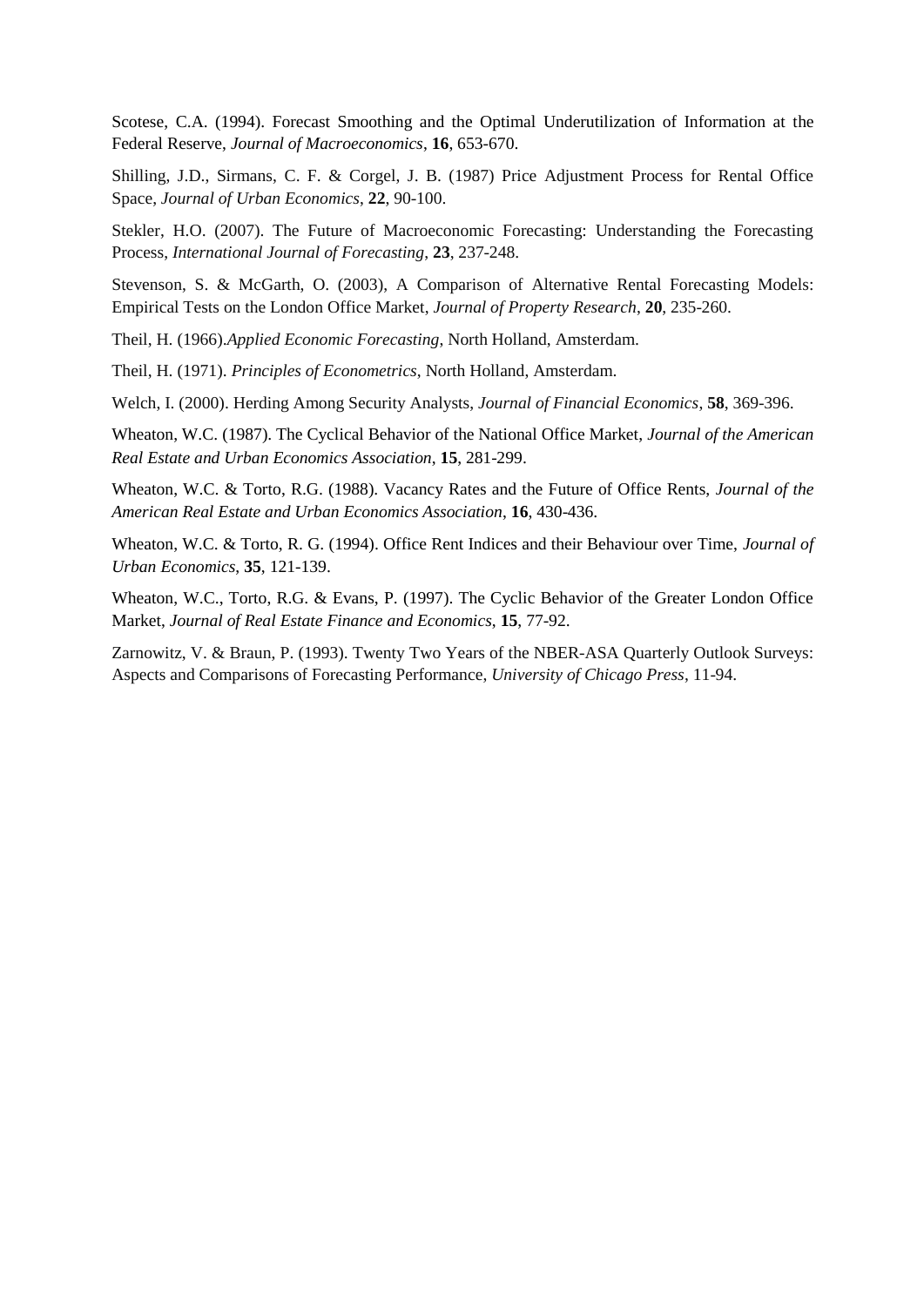Scotese, C.A. (1994). Forecast Smoothing and the Optimal Underutilization of Information at the Federal Reserve, *Journal of Macroeconomics*, **16**, 653-670.

Shilling, J.D., Sirmans, C. F. & Corgel, J. B. (1987) Price Adjustment Process for Rental Office Space, *Journal of Urban Economics*, **22**, 90-100.

Stekler, H.O. (2007). The Future of Macroeconomic Forecasting: Understanding the Forecasting Process, *International Journal of Forecasting*, **23**, 237-248.

Stevenson, S. & McGarth, O. (2003), A Comparison of Alternative Rental Forecasting Models: Empirical Tests on the London Office Market, *Journal of Property Research*, **20**, 235-260.

Theil, H. (1966).*Applied Economic Forecasting*, North Holland, Amsterdam.

Theil, H. (1971). *Principles of Econometrics*, North Holland, Amsterdam.

Welch, I. (2000). Herding Among Security Analysts, *Journal of Financial Economics*, **58**, 369-396.

Wheaton, W.C. (1987). The Cyclical Behavior of the National Office Market, *Journal of the American Real Estate and Urban Economics Association*, **15**, 281-299.

Wheaton, W.C. & Torto, R.G. (1988). Vacancy Rates and the Future of Office Rents, *Journal of the American Real Estate and Urban Economics Association*, **16**, 430-436.

Wheaton, W.C. & Torto, R. G. (1994). Office Rent Indices and their Behaviour over Time, *Journal of Urban Economics*, **35**, 121-139.

Wheaton, W.C., Torto, R.G. & Evans, P. (1997). The Cyclic Behavior of the Greater London Office Market, *Journal of Real Estate Finance and Economics*, **15**, 77-92.

Zarnowitz, V. & Braun, P. (1993). Twenty Two Years of the NBER-ASA Quarterly Outlook Surveys: Aspects and Comparisons of Forecasting Performance, *University of Chicago Press*, 11-94.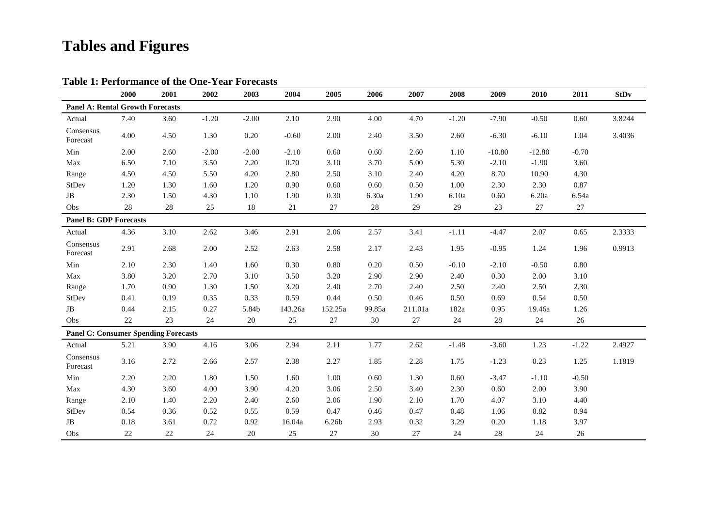# Tables and Figures

**Table 1: Performance of the One-Year Forecasts**

| | 2000 | 2001 | 2002 | 2003 | 2004 | 2005 | 2006 | 2007 | 2008 | 2009 | 2010 | 2011 | StDv |
|---|---|---|---|---|---|---|---|---|---|---|---|---|---|
| **Panel A: Rental Growth Forecasts** | | | | | | | | | | | | | |
| Actual | 7.40 | 3.60 | -1.20 | -2.00 | 2.10 | 2.90 | 4.00 | 4.70 | -1.20 | -7.90 | -0.50 | 0.60 | 3.8244 |
| Consensus Forecast | 4.00 | 4.50 | 1.30 | 0.20 | -0.60 | 2.00 | 2.40 | 3.50 | 2.60 | -6.30 | -6.10 | 1.04 | 3.4036 |
| Min | 2.00 | 2.60 | -2.00 | -2.00 | -2.10 | 0.60 | 0.60 | 2.60 | 1.10 | -10.80 | -12.80 | -0.70 | |
| Max | 6.50 | 7.10 | 3.50 | 2.20 | 0.70 | 3.10 | 3.70 | 5.00 | 5.30 | -2.10 | -1.90 | 3.60 | |
| Range | 4.50 | 4.50 | 5.50 | 4.20 | 2.80 | 2.50 | 3.10 | 2.40 | 4.20 | 8.70 | 10.90 | 4.30 | |
| StDev | 1.20 | 1.30 | 1.60 | 1.20 | 0.90 | 0.60 | 0.60 | 0.50 | 1.00 | 2.30 | 2.30 | 0.87 | |
| JB | 2.30 | 1.50 | 4.30 | 1.10 | 1.90 | 0.30 | 6.30a | 1.90 | 6.10a | 0.60 | 6.20a | 6.54a | |
| Obs | 28 | 28 | 25 | 18 | 21 | 27 | 28 | 29 | 29 | 23 | 27 | 27 | |
| **Panel B: GDP Forecasts** | | | | | | | | | | | | | |
| Actual | 4.36 | 3.10 | 2.62 | 3.46 | 2.91 | 2.06 | 2.57 | 3.41 | -1.11 | -4.47 | 2.07 | 0.65 | 2.3333 |
| Consensus Forecast | 2.91 | 2.68 | 2.00 | 2.52 | 2.63 | 2.58 | 2.17 | 2.43 | 1.95 | -0.95 | 1.24 | 1.96 | 0.9913 |
| Min | 2.10 | 2.30 | 1.40 | 1.60 | 0.30 | 0.80 | 0.20 | 0.50 | -0.10 | -2.10 | -0.50 | 0.80 | |
| Max | 3.80 | 3.20 | 2.70 | 3.10 | 3.50 | 3.20 | 2.90 | 2.90 | 2.40 | 0.30 | 2.00 | 3.10 | |
| Range | 1.70 | 0.90 | 1.30 | 1.50 | 3.20 | 2.40 | 2.70 | 2.40 | 2.50 | 2.40 | 2.50 | 2.30 | |
| StDev | 0.41 | 0.19 | 0.35 | 0.33 | 0.59 | 0.44 | 0.50 | 0.46 | 0.50 | 0.69 | 0.54 | 0.50 | |
| JB | 0.44 | 2.15 | 0.27 | 5.84b | 143.26a | 152.25a | 99.85a | 211.01a | 182a | 0.95 | 19.46a | 1.26 | |
| Obs | 22 | 23 | 24 | 20 | 25 | 27 | 30 | 27 | 24 | 28 | 24 | 26 | |
| **Panel C: Consumer Spending Forecasts** | | | | | | | | | | | | | |
| Actual | 5.21 | 3.90 | 4.16 | 3.06 | 2.94 | 2.11 | 1.77 | 2.62 | -1.48 | -3.60 | 1.23 | -1.22 | 2.4927 |
| Consensus Forecast | 3.16 | 2.72 | 2.66 | 2.57 | 2.38 | 2.27 | 1.85 | 2.28 | 1.75 | -1.23 | 0.23 | 1.25 | 1.1819 |
| Min | 2.20 | 2.20 | 1.80 | 1.50 | 1.60 | 1.00 | 0.60 | 1.30 | 0.60 | -3.47 | -1.10 | -0.50 | |
| Max | 4.30 | 3.60 | 4.00 | 3.90 | 4.20 | 3.06 | 2.50 | 3.40 | 2.30 | 0.60 | 2.00 | 3.90 | |
| Range | 2.10 | 1.40 | 2.20 | 2.40 | 2.60 | 2.06 | 1.90 | 2.10 | 1.70 | 4.07 | 3.10 | 4.40 | |
| StDev | 0.54 | 0.36 | 0.52 | 0.55 | 0.59 | 0.47 | 0.46 | 0.47 | 0.48 | 1.06 | 0.82 | 0.94 | |
| JB | 0.18 | 3.61 | 0.72 | 0.92 | 16.04a | 6.26b | 2.93 | 0.32 | 3.29 | 0.20 | 1.18 | 3.97 | |
| Obs | 22 | 22 | 24 | 20 | 25 | 27 | 30 | 27 | 24 | 28 | 24 | 26 | |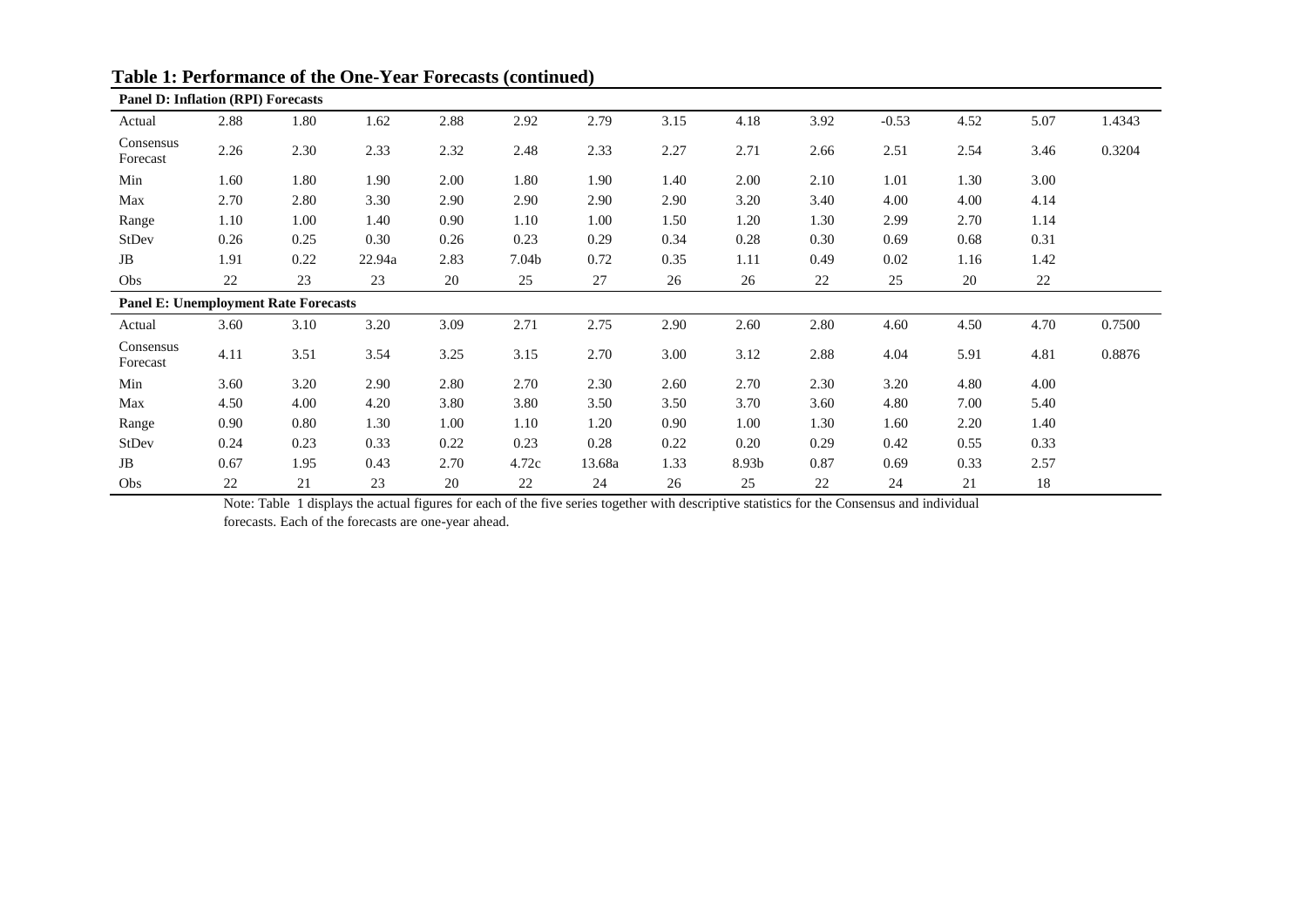**Table 1: Performance of the One-Year Forecasts (continued)**

| **Panel D: Inflation (RPI) Forecasts** | | | | | | | | | | | | | |
|---|---|---|---|---|---|---|---|---|---|---|---|---|---|
| Actual | 2.88 | 1.80 | 1.62 | 2.88 | 2.92 | 2.79 | 3.15 | 4.18 | 3.92 | -0.53 | 4.52 | 5.07 | 1.4343 |
| Consensus Forecast | 2.26 | 2.30 | 2.33 | 2.32 | 2.48 | 2.33 | 2.27 | 2.71 | 2.66 | 2.51 | 2.54 | 3.46 | 0.3204 |
| Min | 1.60 | 1.80 | 1.90 | 2.00 | 1.80 | 1.90 | 1.40 | 2.00 | 2.10 | 1.01 | 1.30 | 3.00 | |
| Max | 2.70 | 2.80 | 3.30 | 2.90 | 2.90 | 2.90 | 2.90 | 3.20 | 3.40 | 4.00 | 4.00 | 4.14 | |
| Range | 1.10 | 1.00 | 1.40 | 0.90 | 1.10 | 1.00 | 1.50 | 1.20 | 1.30 | 2.99 | 2.70 | 1.14 | |
| StDev | 0.26 | 0.25 | 0.30 | 0.26 | 0.23 | 0.29 | 0.34 | 0.28 | 0.30 | 0.69 | 0.68 | 0.31 | |
| JB | 1.91 | 0.22 | 22.94a | 2.83 | 7.04b | 0.72 | 0.35 | 1.11 | 0.49 | 0.02 | 1.16 | 1.42 | |
| Obs | 22 | 23 | 23 | 20 | 25 | 27 | 26 | 26 | 22 | 25 | 20 | 22 | |
| **Panel E: Unemployment Rate Forecasts** | | | | | | | | | | | | | |
| Actual | 3.60 | 3.10 | 3.20 | 3.09 | 2.71 | 2.75 | 2.90 | 2.60 | 2.80 | 4.60 | 4.50 | 4.70 | 0.7500 |
| Consensus Forecast | 4.11 | 3.51 | 3.54 | 3.25 | 3.15 | 2.70 | 3.00 | 3.12 | 2.88 | 4.04 | 5.91 | 4.81 | 0.8876 |
| Min | 3.60 | 3.20 | 2.90 | 2.80 | 2.70 | 2.30 | 2.60 | 2.70 | 2.30 | 3.20 | 4.80 | 4.00 | |
| Max | 4.50 | 4.00 | 4.20 | 3.80 | 3.80 | 3.50 | 3.50 | 3.70 | 3.60 | 4.80 | 7.00 | 5.40 | |
| Range | 0.90 | 0.80 | 1.30 | 1.00 | 1.10 | 1.20 | 0.90 | 1.00 | 1.30 | 1.60 | 2.20 | 1.40 | |
| StDev | 0.24 | 0.23 | 0.33 | 0.22 | 0.23 | 0.28 | 0.22 | 0.20 | 0.29 | 0.42 | 0.55 | 0.33 | |
| JB | 0.67 | 1.95 | 0.43 | 2.70 | 4.72c | 13.68a | 1.33 | 8.93b | 0.87 | 0.69 | 0.33 | 2.57 | |
| Obs | 22 | 21 | 23 | 20 | 22 | 24 | 26 | 25 | 22 | 24 | 21 | 18 | |

Note: Table 1 displays the actual figures for each of the five series together with descriptive statistics for the Consensus and individual forecasts. Each of the forecasts are one-year ahead.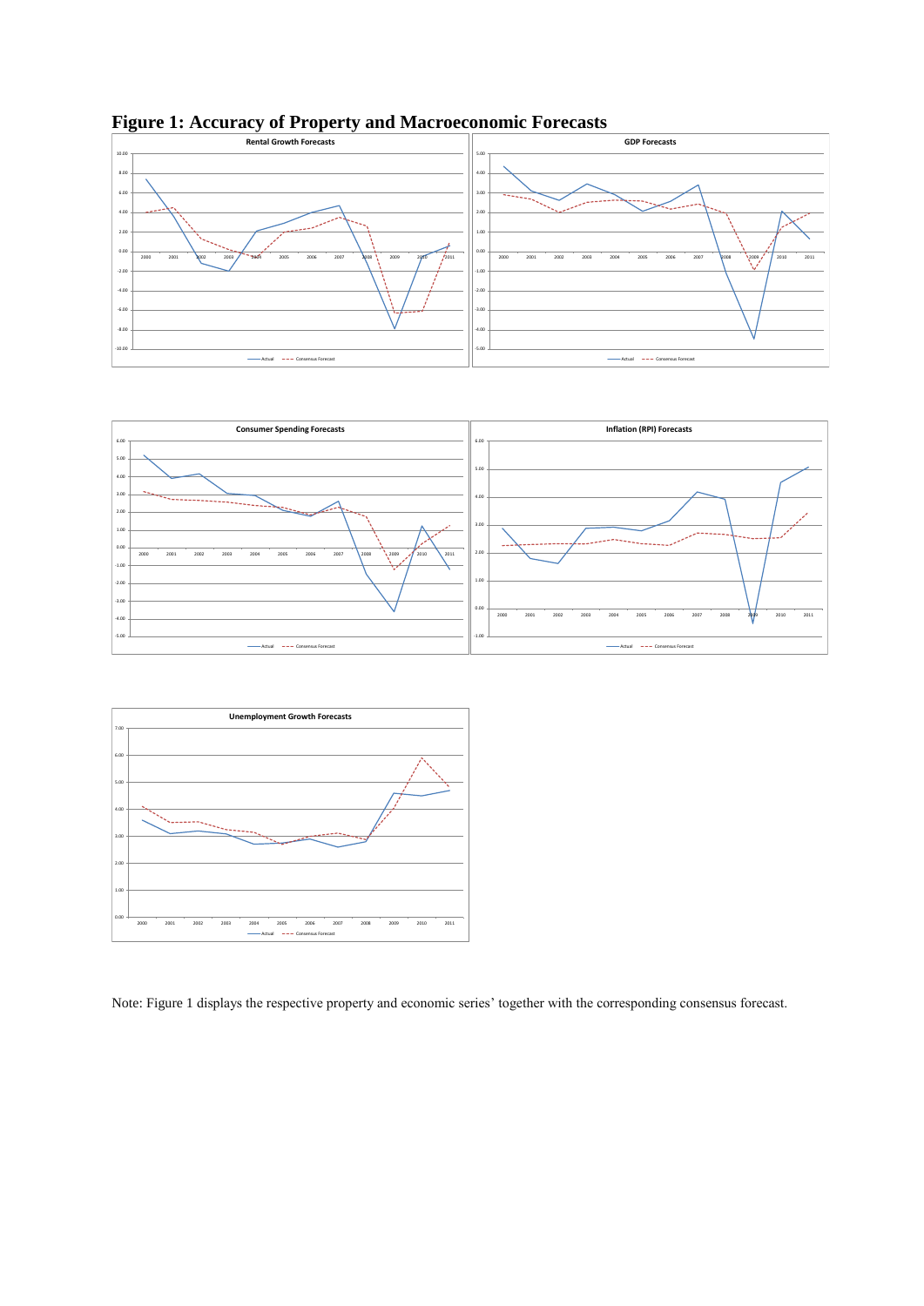# Figure 1: Accuracy of Property and Macroeconomic Forecasts

Note: Figure 1 displays the respective property and economic series' together with the corresponding consensus forecast.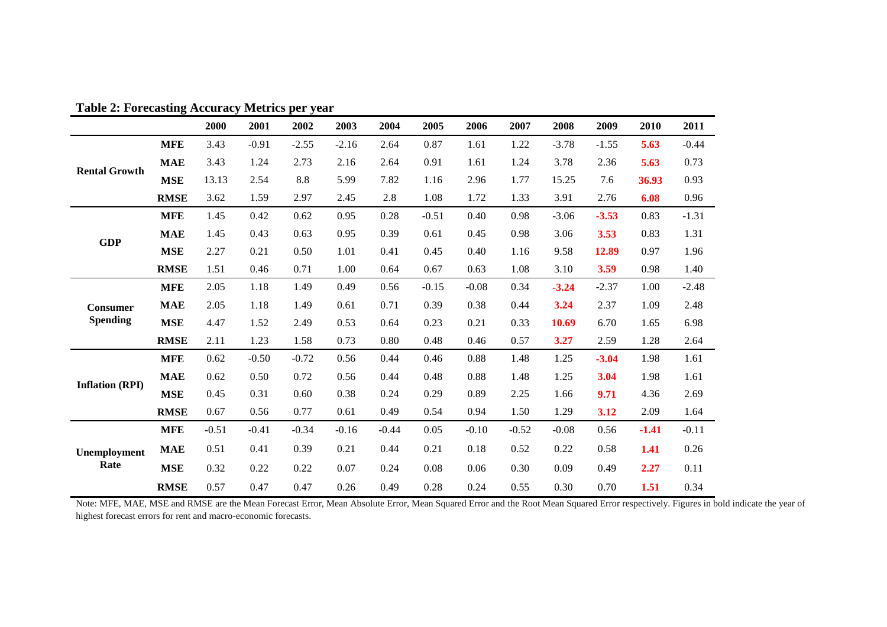**Table 2: Forecasting Accuracy Metrics per year**

| | | 2000 | 2001 | 2002 | 2003 | 2004 | 2005 | 2006 | 2007 | 2008 | 2009 | 2010 | 2011 |
|---|---|---|---|---|---|---|---|---|---|---|---|---|---|
| **Rental Growth** | **MFE** | 3.43 | -0.91 | -2.55 | -2.16 | 2.64 | 0.87 | 1.61 | 1.22 | -3.78 | -1.55 | **5.63** | -0.44 |
| | **MAE** | 3.43 | 1.24 | 2.73 | 2.16 | 2.64 | 0.91 | 1.61 | 1.24 | 3.78 | 2.36 | **5.63** | 0.73 |
| | **MSE** | 13.13 | 2.54 | 8.8 | 5.99 | 7.82 | 1.16 | 2.96 | 1.77 | 15.25 | 7.6 | **36.93** | 0.93 |
| | **RMSE** | 3.62 | 1.59 | 2.97 | 2.45 | 2.8 | 1.08 | 1.72 | 1.33 | 3.91 | 2.76 | **6.08** | 0.96 |
| **GDP** | **MFE** | 1.45 | 0.42 | 0.62 | 0.95 | 0.28 | -0.51 | 0.40 | 0.98 | -3.06 | **-3.53** | 0.83 | -1.31 |
| | **MAE** | 1.45 | 0.43 | 0.63 | 0.95 | 0.39 | 0.61 | 0.45 | 0.98 | 3.06 | **3.53** | 0.83 | 1.31 |
| | **MSE** | 2.27 | 0.21 | 0.50 | 1.01 | 0.41 | 0.45 | 0.40 | 1.16 | 9.58 | **12.89** | 0.97 | 1.96 |
| | **RMSE** | 1.51 | 0.46 | 0.71 | 1.00 | 0.64 | 0.67 | 0.63 | 1.08 | 3.10 | **3.59** | 0.98 | 1.40 |
| **Consumer Spending** | **MFE** | 2.05 | 1.18 | 1.49 | 0.49 | 0.56 | -0.15 | -0.08 | 0.34 | **-3.24** | -2.37 | 1.00 | -2.48 |
| | **MAE** | 2.05 | 1.18 | 1.49 | 0.61 | 0.71 | 0.39 | 0.38 | 0.44 | **3.24** | 2.37 | 1.09 | 2.48 |
| | **MSE** | 4.47 | 1.52 | 2.49 | 0.53 | 0.64 | 0.23 | 0.21 | 0.33 | **10.69** | 6.70 | 1.65 | 6.98 |
| | **RMSE** | 2.11 | 1.23 | 1.58 | 0.73 | 0.80 | 0.48 | 0.46 | 0.57 | **3.27** | 2.59 | 1.28 | 2.64 |
| **Inflation (RPI)** | **MFE** | 0.62 | -0.50 | -0.72 | 0.56 | 0.44 | 0.46 | 0.88 | 1.48 | 1.25 | **-3.04** | 1.98 | 1.61 |
| | **MAE** | 0.62 | 0.50 | 0.72 | 0.56 | 0.44 | 0.48 | 0.88 | 1.48 | 1.25 | **3.04** | 1.98 | 1.61 |
| | **MSE** | 0.45 | 0.31 | 0.60 | 0.38 | 0.24 | 0.29 | 0.89 | 2.25 | 1.66 | **9.71** | 4.36 | 2.69 |
| | **RMSE** | 0.67 | 0.56 | 0.77 | 0.61 | 0.49 | 0.54 | 0.94 | 1.50 | 1.29 | **3.12** | 2.09 | 1.64 |
| **Unemployment Rate** | **MFE** | -0.51 | -0.41 | -0.34 | -0.16 | -0.44 | 0.05 | -0.10 | -0.52 | -0.08 | 0.56 | **-1.41** | -0.11 |
| | **MAE** | 0.51 | 0.41 | 0.39 | 0.21 | 0.44 | 0.21 | 0.18 | 0.52 | 0.22 | 0.58 | **1.41** | 0.26 |
| | **MSE** | 0.32 | 0.22 | 0.22 | 0.07 | 0.24 | 0.08 | 0.06 | 0.30 | 0.09 | 0.49 | **2.27** | 0.11 |
| | **RMSE** | 0.57 | 0.47 | 0.47 | 0.26 | 0.49 | 0.28 | 0.24 | 0.55 | 0.30 | 0.70 | **1.51** | 0.34 |

Note: MFE, MAE, MSE and RMSE are the Mean Forecast Error, Mean Absolute Error, Mean Squared Error and the Root Mean Squared Error respectively. Figures in bold indicate the year of highest forecast errors for rent and macro-economic forecasts.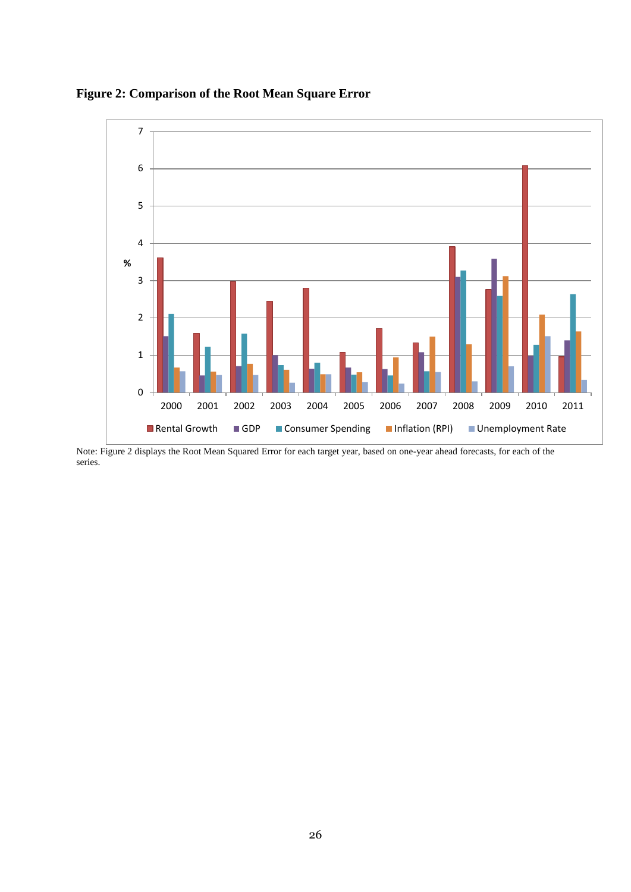**Figure 2: Comparison of the Root Mean Square Error**

Note: Figure 2 displays the Root Mean Squared Error for each target year, based on one-year ahead forecasts, for each of the series.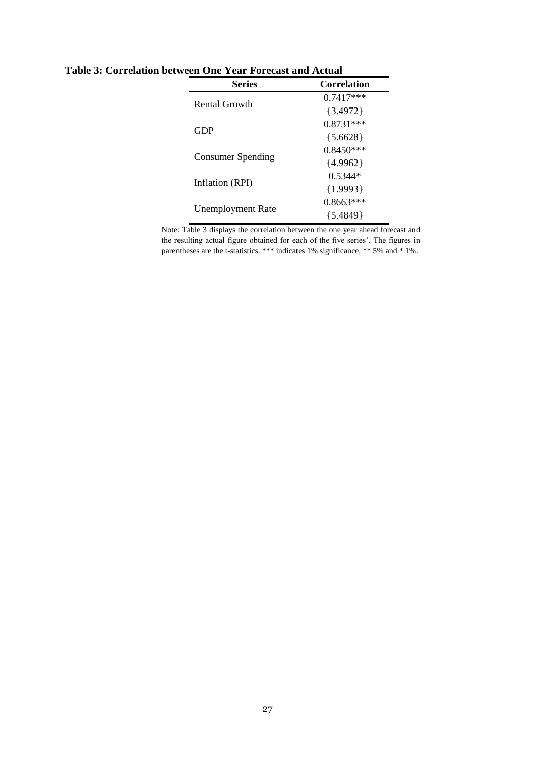**Table 3: Correlation between One Year Forecast and Actual**

| Series | Correlation |
|---|---|
| Rental Growth | 0.7417*** |
| | {3.4972} |
| GDP | 0.8731*** |
| | {5.6628} |
| Consumer Spending | 0.8450*** |
| | {4.9962} |
| Inflation (RPI) | 0.5344* |
| | {1.9993} |
| Unemployment Rate | 0.8663*** |
| | {5.4849} |

Note: Table 3 displays the correlation between the one year ahead forecast and the resulting actual figure obtained for each of the five series'. The figures in parentheses are the t-statistics. *** indicates 1% significance, ** 5% and * 1%.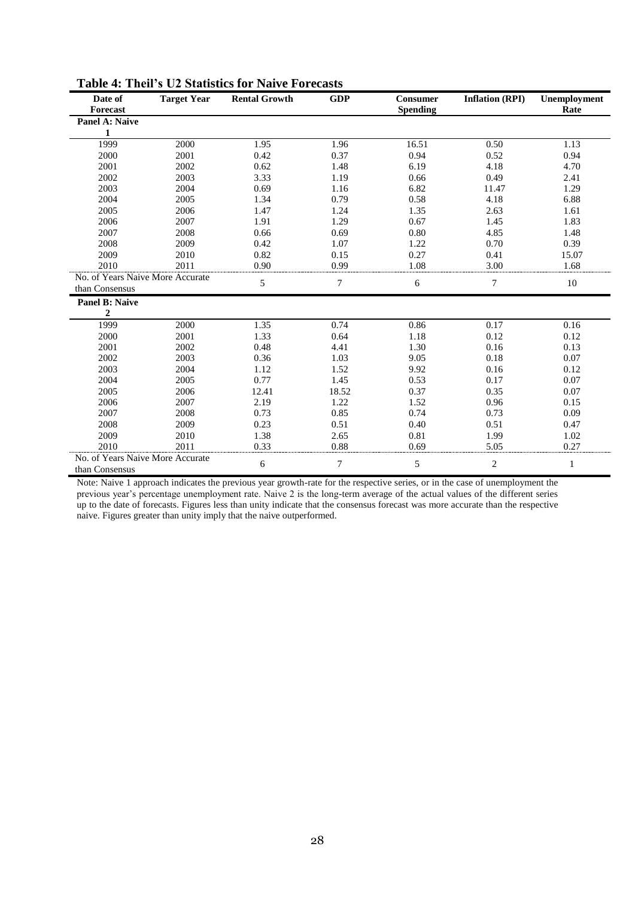**Table 4: Theil's U2 Statistics for Naive Forecasts**

| Date of Forecast | Target Year | Rental Growth | GDP | Consumer Spending | Inflation (RPI) | Unemployment Rate |
|---|---|---|---|---|---|---|
| **Panel A: Naive 1** | | | | | | |
| 1999 | 2000 | 1.95 | 1.96 | 16.51 | 0.50 | 1.13 |
| 2000 | 2001 | 0.42 | 0.37 | 0.94 | 0.52 | 0.94 |
| 2001 | 2002 | 0.62 | 1.48 | 6.19 | 4.18 | 4.70 |
| 2002 | 2003 | 3.33 | 1.19 | 0.66 | 0.49 | 2.41 |
| 2003 | 2004 | 0.69 | 1.16 | 6.82 | 11.47 | 1.29 |
| 2004 | 2005 | 1.34 | 0.79 | 0.58 | 4.18 | 6.88 |
| 2005 | 2006 | 1.47 | 1.24 | 1.35 | 2.63 | 1.61 |
| 2006 | 2007 | 1.91 | 1.29 | 0.67 | 1.45 | 1.83 |
| 2007 | 2008 | 0.66 | 0.69 | 0.80 | 4.85 | 1.48 |
| 2008 | 2009 | 0.42 | 1.07 | 1.22 | 0.70 | 0.39 |
| 2009 | 2010 | 0.82 | 0.15 | 0.27 | 0.41 | 15.07 |
| 2010 | 2011 | 0.90 | 0.99 | 1.08 | 3.00 | 1.68 |
| No. of Years Naive More Accurate than Consensus | | 5 | 7 | 6 | 7 | 10 |
| **Panel B: Naive 2** | | | | | | |
| 1999 | 2000 | 1.35 | 0.74 | 0.86 | 0.17 | 0.16 |
| 2000 | 2001 | 1.33 | 0.64 | 1.18 | 0.12 | 0.12 |
| 2001 | 2002 | 0.48 | 4.41 | 1.30 | 0.16 | 0.13 |
| 2002 | 2003 | 0.36 | 1.03 | 9.05 | 0.18 | 0.07 |
| 2003 | 2004 | 1.12 | 1.52 | 9.92 | 0.16 | 0.12 |
| 2004 | 2005 | 0.77 | 1.45 | 0.53 | 0.17 | 0.07 |
| 2005 | 2006 | 12.41 | 18.52 | 0.37 | 0.35 | 0.07 |
| 2006 | 2007 | 2.19 | 1.22 | 1.52 | 0.96 | 0.15 |
| 2007 | 2008 | 0.73 | 0.85 | 0.74 | 0.73 | 0.09 |
| 2008 | 2009 | 0.23 | 0.51 | 0.40 | 0.51 | 0.47 |
| 2009 | 2010 | 1.38 | 2.65 | 0.81 | 1.99 | 1.02 |
| 2010 | 2011 | 0.33 | 0.88 | 0.69 | 5.05 | 0.27 |
| No. of Years Naive More Accurate than Consensus | | 6 | 7 | 5 | 2 | 1 |

Note: Naive 1 approach indicates the previous year growth-rate for the respective series, or in the case of unemployment the previous year's percentage unemployment rate. Naive 2 is the long-term average of the actual values of the different series up to the date of forecasts. Figures less than unity indicate that the consensus forecast was more accurate than the respective naive. Figures greater than unity imply that the naive outperformed.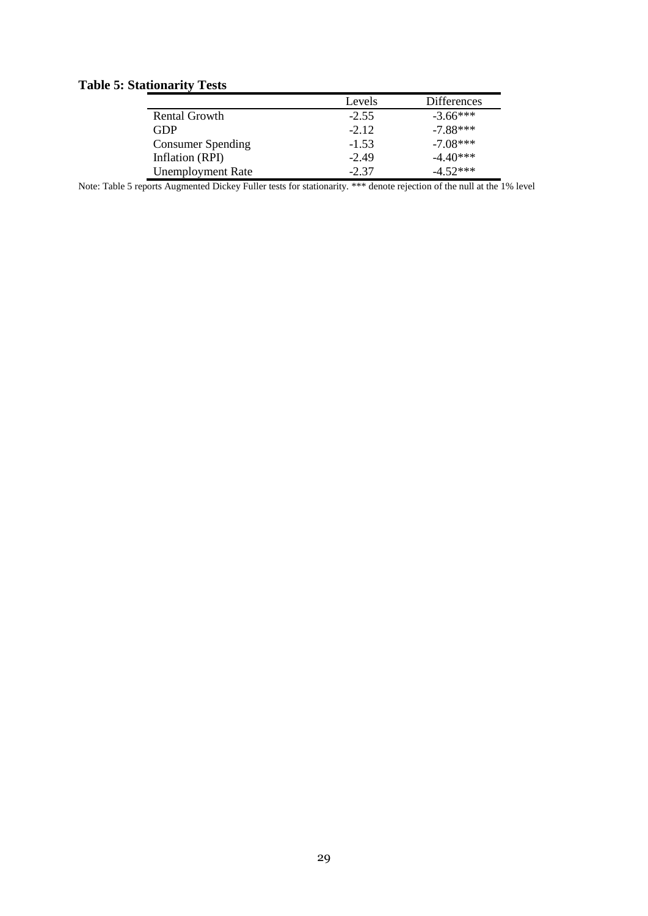**Table 5: Stationarity Tests**

| | Levels | Differences |
|---|---|---|
| Rental Growth | -2.55 | -3.66*** |
| GDP | -2.12 | -7.88*** |
| Consumer Spending | -1.53 | -7.08*** |
| Inflation (RPI) | -2.49 | -4.40*** |
| Unemployment Rate | -2.37 | -4.52*** |

Note: Table 5 reports Augmented Dickey Fuller tests for stationarity. *** denote rejection of the null at the 1% level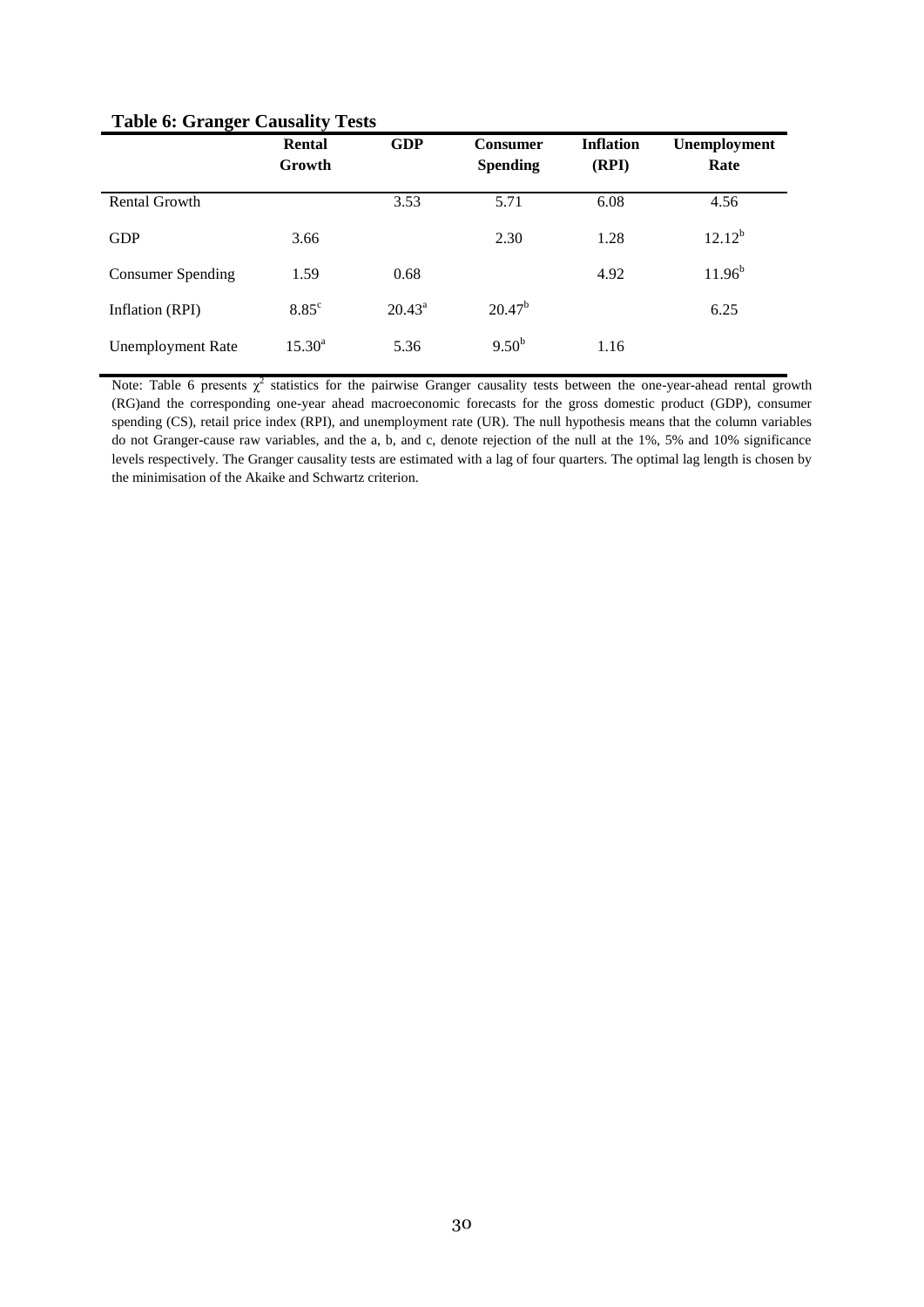**Table 6: Granger Causality Tests**

| | Rental Growth | GDP | Consumer Spending | Inflation (RPI) | Unemployment Rate |
|---|---|---|---|---|---|
| Rental Growth | | 3.53 | 5.71 | 6.08 | 4.56 |
| GDP | 3.66 | | 2.30 | 1.28 | $12.12^{b}$ |
| Consumer Spending | 1.59 | 0.68 | | 4.92 | $11.96^{b}$ |
| Inflation (RPI) | $8.85^{c}$ | $20.43^{a}$ | $20.47^{b}$ | | 6.25 |
| Unemployment Rate | $15.30^{a}$ | 5.36 | $9.50^{b}$ | 1.16 | |

Note: Table 6 presents $\chi^2$ statistics for the pairwise Granger causality tests between the one-year-ahead rental growth (RG)and the corresponding one-year ahead macroeconomic forecasts for the gross domestic product (GDP), consumer spending (CS), retail price index (RPI), and unemployment rate (UR). The null hypothesis means that the column variables do not Granger-cause raw variables, and the a, b, and c, denote rejection of the null at the 1%, 5% and 10% significance levels respectively. The Granger causality tests are estimated with a lag of four quarters. The optimal lag length is chosen by the minimisation of the Akaike and Schwartz criterion.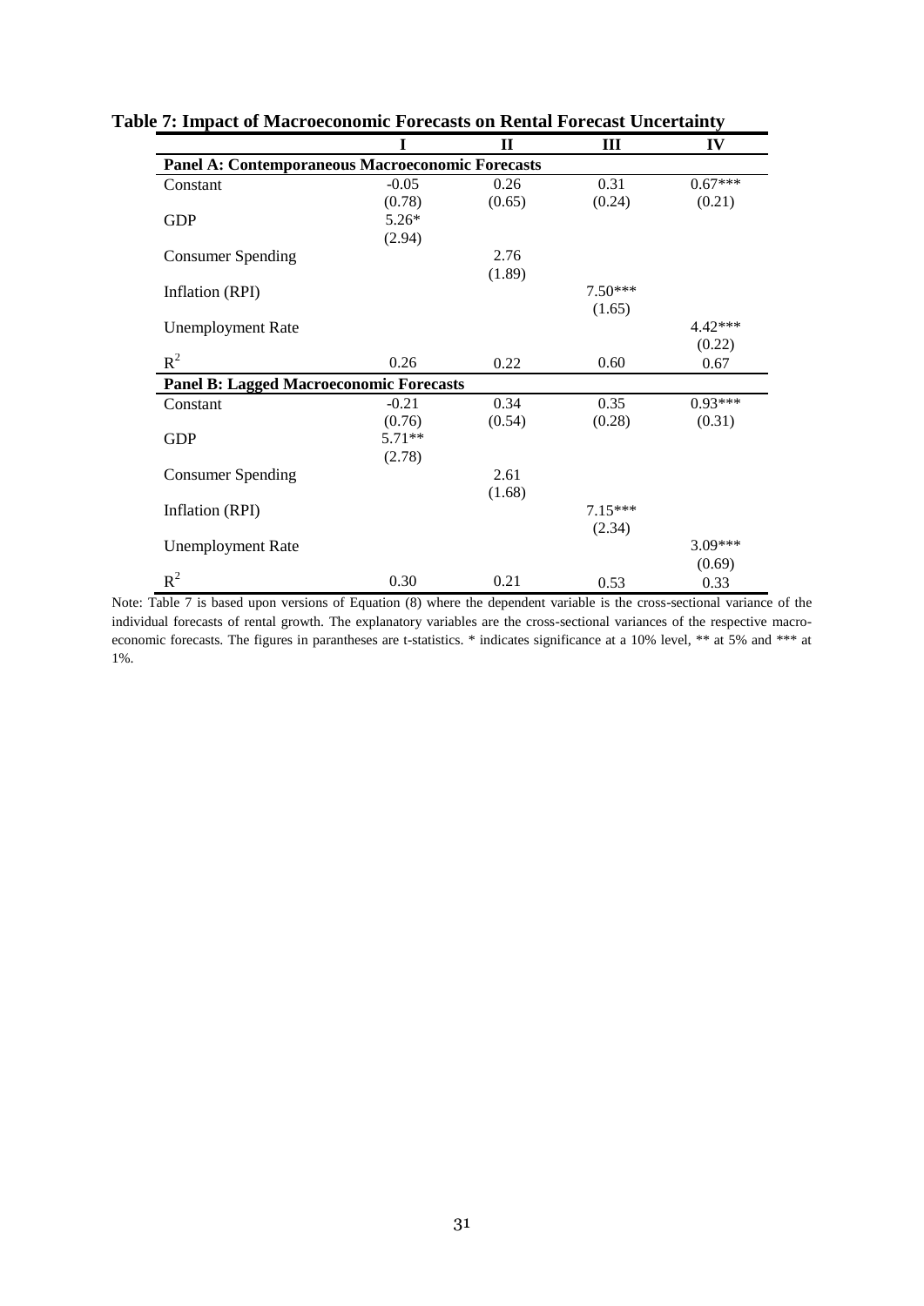**Table 7: Impact of Macroeconomic Forecasts on Rental Forecast Uncertainty**

| | I | II | III | IV |
|---|---|---|---|---|
| **Panel A: Contemporaneous Macroeconomic Forecasts** | | | | |
| Constant | -0.05 | 0.26 | 0.31 | 0.67*** |
| | (0.78) | (0.65) | (0.24) | (0.21) |
| GDP | 5.26* | | | |
| | (2.94) | | | |
| Consumer Spending | | 2.76 | | |
| | | (1.89) | | |
| Inflation (RPI) | | | 7.50*** | |
| | | | (1.65) | |
| Unemployment Rate | | | | 4.42*** |
| | | | | (0.22) |
| $R^2$ | 0.26 | 0.22 | 0.60 | 0.67 |
| **Panel B: Lagged Macroeconomic Forecasts** | | | | |
| Constant | -0.21 | 0.34 | 0.35 | 0.93*** |
| | (0.76) | (0.54) | (0.28) | (0.31) |
| GDP | 5.71** | | | |
| | (2.78) | | | |
| Consumer Spending | | 2.61 | | |
| | | (1.68) | | |
| Inflation (RPI) | | | 7.15*** | |
| | | | (2.34) | |
| Unemployment Rate | | | | 3.09*** |
| | | | | (0.69) |
| $R^2$ | 0.30 | 0.21 | 0.53 | 0.33 |

Note: Table 7 is based upon versions of Equation (8) where the dependent variable is the cross-sectional variance of the individual forecasts of rental growth. The explanatory variables are the cross-sectional variances of the respective macro-economic forecasts. The figures in parantheses are t-statistics. * indicates significance at a 10% level, ** at 5% and *** at 1%.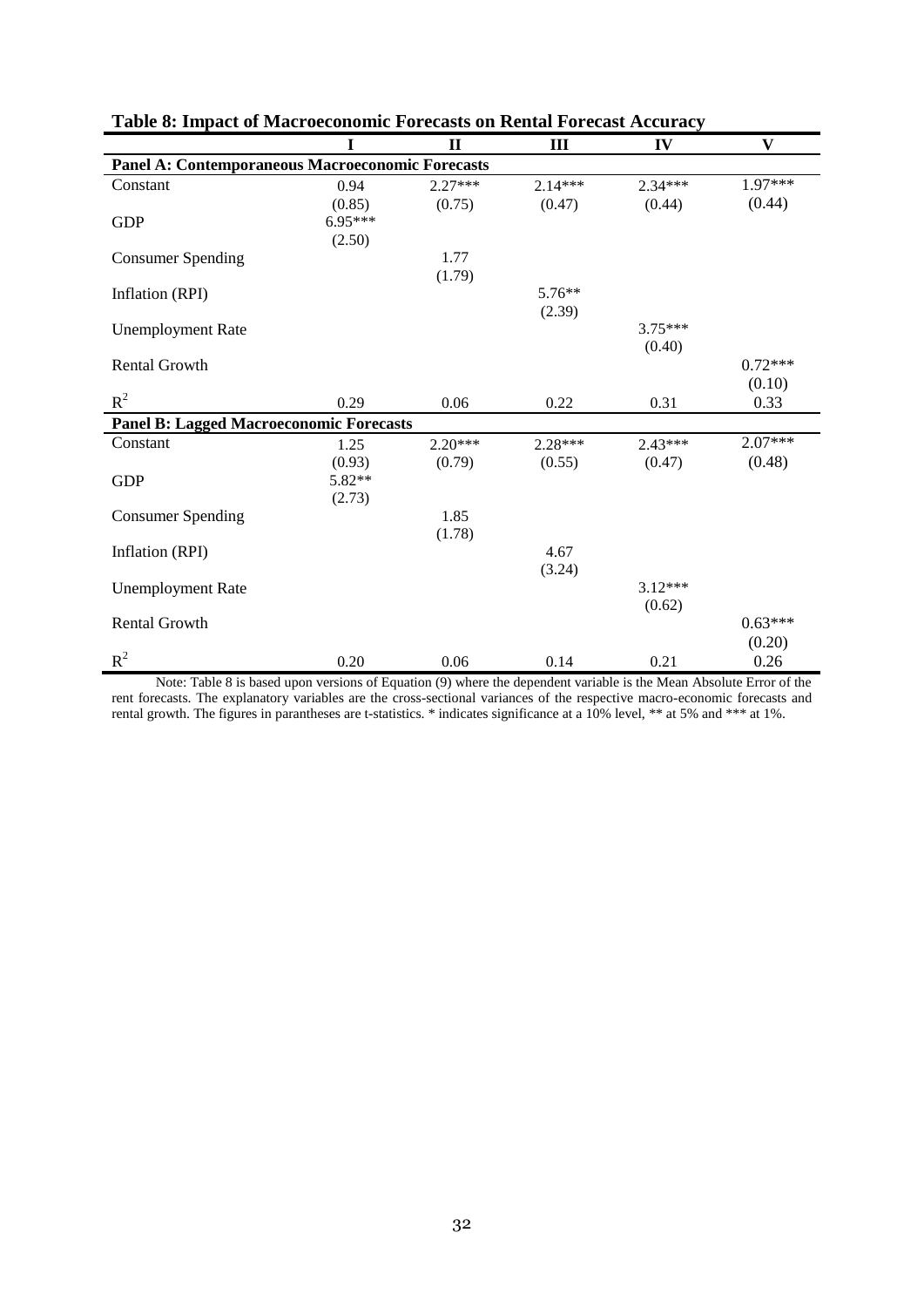**Table 8: Impact of Macroeconomic Forecasts on Rental Forecast Accuracy**

| | I | II | III | IV | V |
|---|---|---|---|---|---|
| **Panel A: Contemporaneous Macroeconomic Forecasts** | | | | | |
| Constant | 0.94 | 2.27*** | 2.14*** | 2.34*** | 1.97*** |
| | (0.85) | (0.75) | (0.47) | (0.44) | (0.44) |
| GDP | 6.95*** | | | | |
| | (2.50) | | | | |
| Consumer Spending | | 1.77 | | | |
| | | (1.79) | | | |
| Inflation (RPI) | | | 5.76** | | |
| | | | (2.39) | | |
| Unemployment Rate | | | | 3.75*** | |
| | | | | (0.40) | |
| Rental Growth | | | | | 0.72*** |
| | | | | | (0.10) |
| $R^2$ | 0.29 | 0.06 | 0.22 | 0.31 | 0.33 |
| **Panel B: Lagged Macroeconomic Forecasts** | | | | | |
| Constant | 1.25 | 2.20*** | 2.28*** | 2.43*** | 2.07*** |
| | (0.93) | (0.79) | (0.55) | (0.47) | (0.48) |
| GDP | 5.82** | | | | |
| | (2.73) | | | | |
| Consumer Spending | | 1.85 | | | |
| | | (1.78) | | | |
| Inflation (RPI) | | | 4.67 | | |
| | | | (3.24) | | |
| Unemployment Rate | | | | 3.12*** | |
| | | | | (0.62) | |
| Rental Growth | | | | | 0.63*** |
| | | | | | (0.20) |
| $R^2$ | 0.20 | 0.06 | 0.14 | 0.21 | 0.26 |

Note: Table 8 is based upon versions of Equation (9) where the dependent variable is the Mean Absolute Error of the rent forecasts. The explanatory variables are the cross-sectional variances of the respective macro-economic forecasts and rental growth. The figures in parantheses are t-statistics. * indicates significance at a 10% level, ** at 5% and *** at 1%.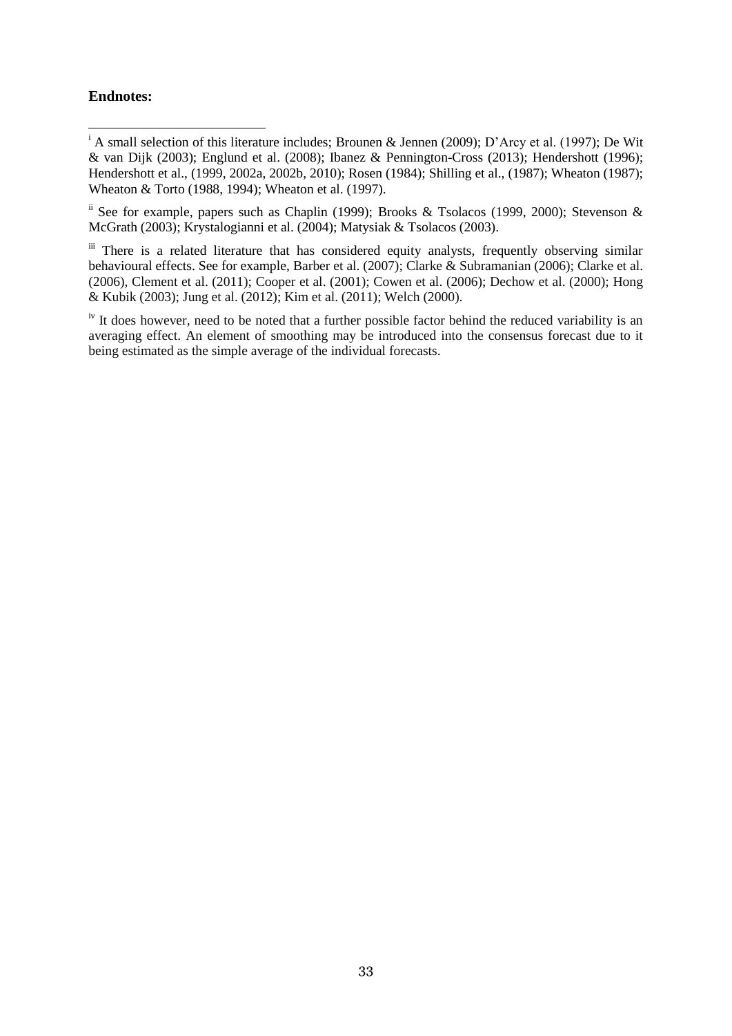**Endnotes:**

[i] A small selection of this literature includes; Brounen & Jennen (2009); D'Arcy et al. (1997); De Wit & van Dijk (2003); Englund et al. (2008); Ibanez & Pennington-Cross (2013); Hendershott (1996); Hendershott et al., (1999, 2002a, 2002b, 2010); Rosen (1984); Shilling et al., (1987); Wheaton (1987); Wheaton & Torto (1988, 1994); Wheaton et al. (1997).

[ii] See for example, papers such as Chaplin (1999); Brooks & Tsolacos (1999, 2000); Stevenson & McGrath (2003); Krystalogianni et al. (2004); Matysiak & Tsolacos (2003).

[iii] There is a related literature that has considered equity analysts, frequently observing similar behavioural effects. See for example, Barber et al. (2007); Clarke & Subramanian (2006); Clarke et al. (2006), Clement et al. (2011); Cooper et al. (2001); Cowen et al. (2006); Dechow et al. (2000); Hong & Kubik (2003); Jung et al. (2012); Kim et al. (2011); Welch (2000).

[iv] It does however, need to be noted that a further possible factor behind the reduced variability is an averaging effect. An element of smoothing may be introduced into the consensus forecast due to it being estimated as the simple average of the individual forecasts.